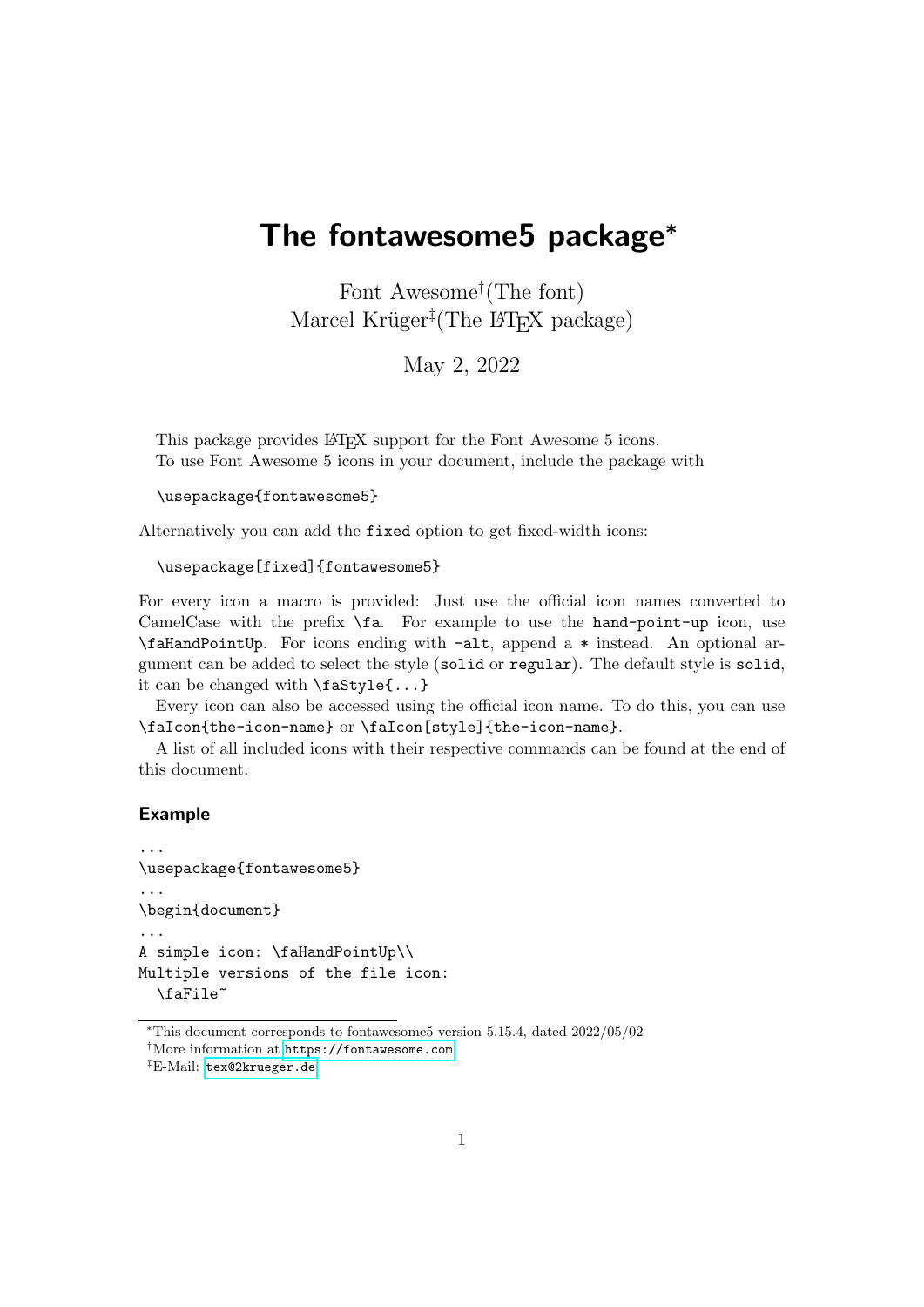# The fontawesome5 package*

Font Awesome[†] (The font)
Marcel Krüger[‡] (The LaTeX package)

May 2, 2022

This package provides LaTeX support for the Font Awesome 5 icons.
To use Font Awesome 5 icons in your document, include the package with

```
\usepackage{fontawesome5}
```

Alternatively you can add the `fixed` option to get fixed-width icons:

```
\usepackage[fixed]{fontawesome5}
```

For every icon a macro is provided: Just use the official icon names converted to CamelCase with the prefix `\fa`. For example to use the `hand-point-up` icon, use `\faHandPointUp`. For icons ending with `-alt`, append a `*` instead. An optional argument can be added to select the style (`solid` or `regular`). The default style is `solid`, it can be changed with `\faStyle{...}`

Every icon can also be accessed using the official icon name. To do this, you can use `\faIcon{the-icon-name}` or `\faIcon[style]{the-icon-name}`.

A list of all included icons with their respective commands can be found at the end of this document.

### Example

```
...
\usepackage{fontawesome5}
...
\begin{document}
...
A simple icon: \faHandPointUp\\
Multiple versions of the file icon:
  \faFile~
```

*This document corresponds to fontawesome5 version 5.15.4, dated 2022/05/02

[†]More information at https://fontawesome.com

[‡]E-Mail: tex@2krueger.de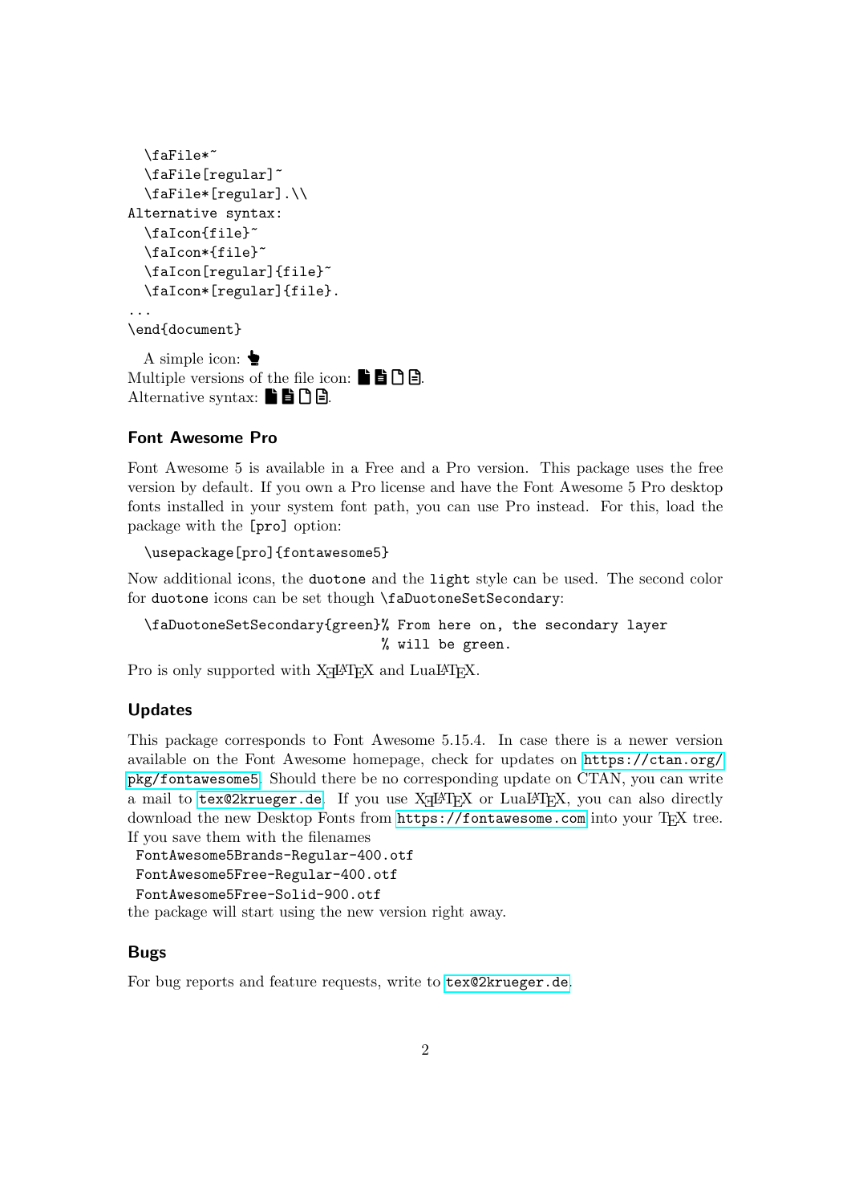```
  \faFile*~
  \faFile[regular]~
  \faFile*[regular].\\
Alternative syntax:
  \faIcon{file}~
  \faIcon*{file}~
  \faIcon[regular]{file}~
  \faIcon*[regular]{file}.
...
\end{document}
```

A simple icon: 
Multiple versions of the file icon: .
Alternative syntax: .

### Font Awesome Pro

Font Awesome 5 is available in a Free and a Pro version. This package uses the free version by default. If you own a Pro license and have the Font Awesome 5 Pro desktop fonts installed in your system font path, you can use Pro instead. For this, load the package with the `[pro]` option:

```
\usepackage[pro]{fontawesome5}
```

Now additional icons, the `duotone` and the `light` style can be used. The second color for `duotone` icons can be set though `\faDuotoneSetSecondary`:

```
\faDuotoneSetSecondary{green}% From here on, the secondary layer
                             % will be green.
```

Pro is only supported with XƎLaTeX and LuaLaTeX.

### Updates

This package corresponds to Font Awesome 5.15.4. In case there is a newer version available on the Font Awesome homepage, check for updates on `https://ctan.org/pkg/fontawesome5`. Should there be no corresponding update on CTAN, you can write a mail to `tex@2krueger.de`. If you use XƎLaTeX or LuaLaTeX, you can also directly download the new Desktop Fonts from `https://fontawesome.com` into your TeX tree. If you save them with the filenames

```
FontAwesome5Brands-Regular-400.otf
FontAwesome5Free-Regular-400.otf
FontAwesome5Free-Solid-900.otf
```

the package will start using the new version right away.

### Bugs

For bug reports and feature requests, write to `tex@2krueger.de`.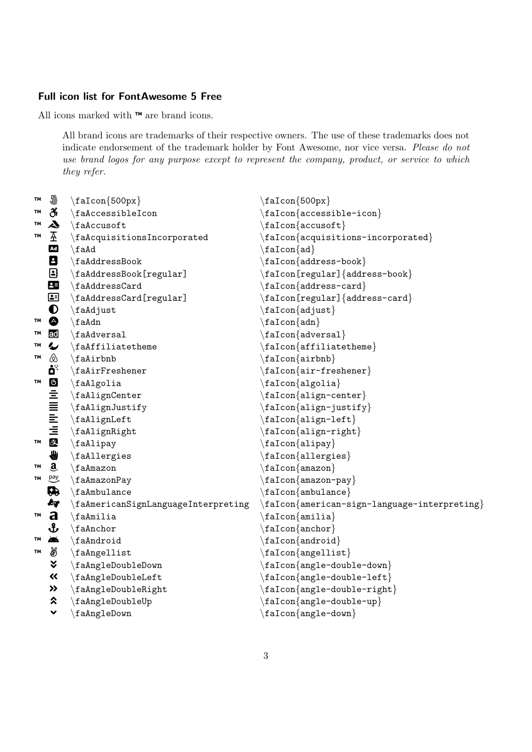### Full icon list for FontAwesome 5 Free

All icons marked with ™ are brand icons.

> All brand icons are trademarks of their respective owners. The use of these trademarks does not indicate endorsement of the trademark holder by Font Awesome, nor vice versa. *Please do not use brand logos for any purpose except to represent the company, product, or service to which they refer.*

| | | | |
|---|---|---|---|
| ™ | | \faIcon{500px} | \faIcon{500px} |
| ™ | | \faAccessibleIcon | \faIcon{accessible-icon} |
| ™ | | \faAccusoft | \faIcon{accusoft} |
| ™ | | \faAcquisitionsIncorporated | \faIcon{acquisitions-incorporated} |
| | | \faAd | \faIcon{ad} |
| | | \faAddressBook | \faIcon{address-book} |
| | | \faAddressBook[regular] | \faIcon[regular]{address-book} |
| | | \faAddressCard | \faIcon{address-card} |
| | | \faAddressCard[regular] | \faIcon[regular]{address-card} |
| | | \faAdjust | \faIcon{adjust} |
| ™ | | \faAdn | \faIcon{adn} |
| ™ | | \faAdversal | \faIcon{adversal} |
| ™ | | \faAffiliatetheme | \faIcon{affiliatetheme} |
| ™ | | \faAirbnb | \faIcon{airbnb} |
| | | \faAirFreshener | \faIcon{air-freshener} |
| ™ | | \faAlgolia | \faIcon{algolia} |
| | | \faAlignCenter | \faIcon{align-center} |
| | | \faAlignJustify | \faIcon{align-justify} |
| | | \faAlignLeft | \faIcon{align-left} |
| | | \faAlignRight | \faIcon{align-right} |
| ™ | | \faAlipay | \faIcon{alipay} |
| | | \faAllergies | \faIcon{allergies} |
| ™ | | \faAmazon | \faIcon{amazon} |
| ™ | | \faAmazonPay | \faIcon{amazon-pay} |
| | | \faAmbulance | \faIcon{ambulance} |
| | | \faAmericanSignLanguageInterpreting | \faIcon{american-sign-language-interpreting} |
| ™ | | \faAmilia | \faIcon{amilia} |
| | | \faAnchor | \faIcon{anchor} |
| ™ | | \faAndroid | \faIcon{android} |
| ™ | | \faAngellist | \faIcon{angellist} |
| | | \faAngleDoubleDown | \faIcon{angle-double-down} |
| | | \faAngleDoubleLeft | \faIcon{angle-double-left} |
| | | \faAngleDoubleRight | \faIcon{angle-double-right} |
| | | \faAngleDoubleUp | \faIcon{angle-double-up} |
| | | \faAngleDown | \faIcon{angle-down} |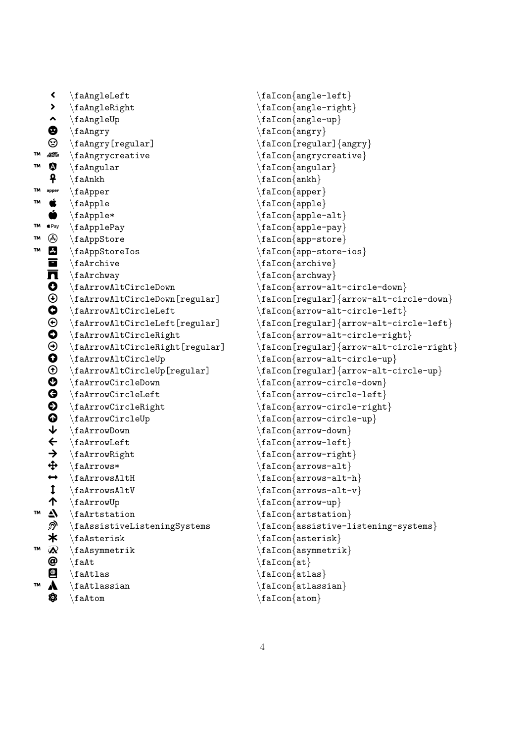| | | | |
|---|---|---|---|
| | | \faAngleLeft | \faIcon{angle-left} |
| | | \faAngleRight | \faIcon{angle-right} |
| | | \faAngleUp | \faIcon{angle-up} |
| | | \faAngry | \faIcon{angry} |
| | | \faAngry[regular] | \faIcon[regular]{angry} |
| ™ | | \faAngrycreative | \faIcon{angrycreative} |
| ™ | | \faAngular | \faIcon{angular} |
| | | \faAnkh | \faIcon{ankh} |
| ™ | | \faApper | \faIcon{apper} |
| ™ | | \faApple | \faIcon{apple} |
| | | \faApple* | \faIcon{apple-alt} |
| ™ | | \faApplePay | \faIcon{apple-pay} |
| ™ | | \faAppStore | \faIcon{app-store} |
| ™ | | \faAppStoreIos | \faIcon{app-store-ios} |
| | | \faArchive | \faIcon{archive} |
| | | \faArchway | \faIcon{archway} |
| | | \faArrowAltCircleDown | \faIcon{arrow-alt-circle-down} |
| | | \faArrowAltCircleDown[regular] | \faIcon[regular]{arrow-alt-circle-down} |
| | | \faArrowAltCircleLeft | \faIcon{arrow-alt-circle-left} |
| | | \faArrowAltCircleLeft[regular] | \faIcon[regular]{arrow-alt-circle-left} |
| | | \faArrowAltCircleRight | \faIcon{arrow-alt-circle-right} |
| | | \faArrowAltCircleRight[regular] | \faIcon[regular]{arrow-alt-circle-right} |
| | | \faArrowAltCircleUp | \faIcon{arrow-alt-circle-up} |
| | | \faArrowAltCircleUp[regular] | \faIcon[regular]{arrow-alt-circle-up} |
| | | \faArrowCircleDown | \faIcon{arrow-circle-down} |
| | | \faArrowCircleLeft | \faIcon{arrow-circle-left} |
| | | \faArrowCircleRight | \faIcon{arrow-circle-right} |
| | | \faArrowCircleUp | \faIcon{arrow-circle-up} |
| | | \faArrowDown | \faIcon{arrow-down} |
| | | \faArrowLeft | \faIcon{arrow-left} |
| | | \faArrowRight | \faIcon{arrow-right} |
| | | \faArrows* | \faIcon{arrows-alt} |
| | | \faArrowsAltH | \faIcon{arrows-alt-h} |
| | | \faArrowsAltV | \faIcon{arrows-alt-v} |
| | | \faArrowUp | \faIcon{arrow-up} |
| ™ | | \faArtstation | \faIcon{artstation} |
| | | \faAssistiveListeningSystems | \faIcon{assistive-listening-systems} |
| | | \faAsterisk | \faIcon{asterisk} |
| ™ | | \faAsymmetrik | \faIcon{asymmetrik} |
| | | \faAt | \faIcon{at} |
| | | \faAtlas | \faIcon{atlas} |
| ™ | | \faAtlassian | \faIcon{atlassian} |
| | | \faAtom | \faIcon{atom} |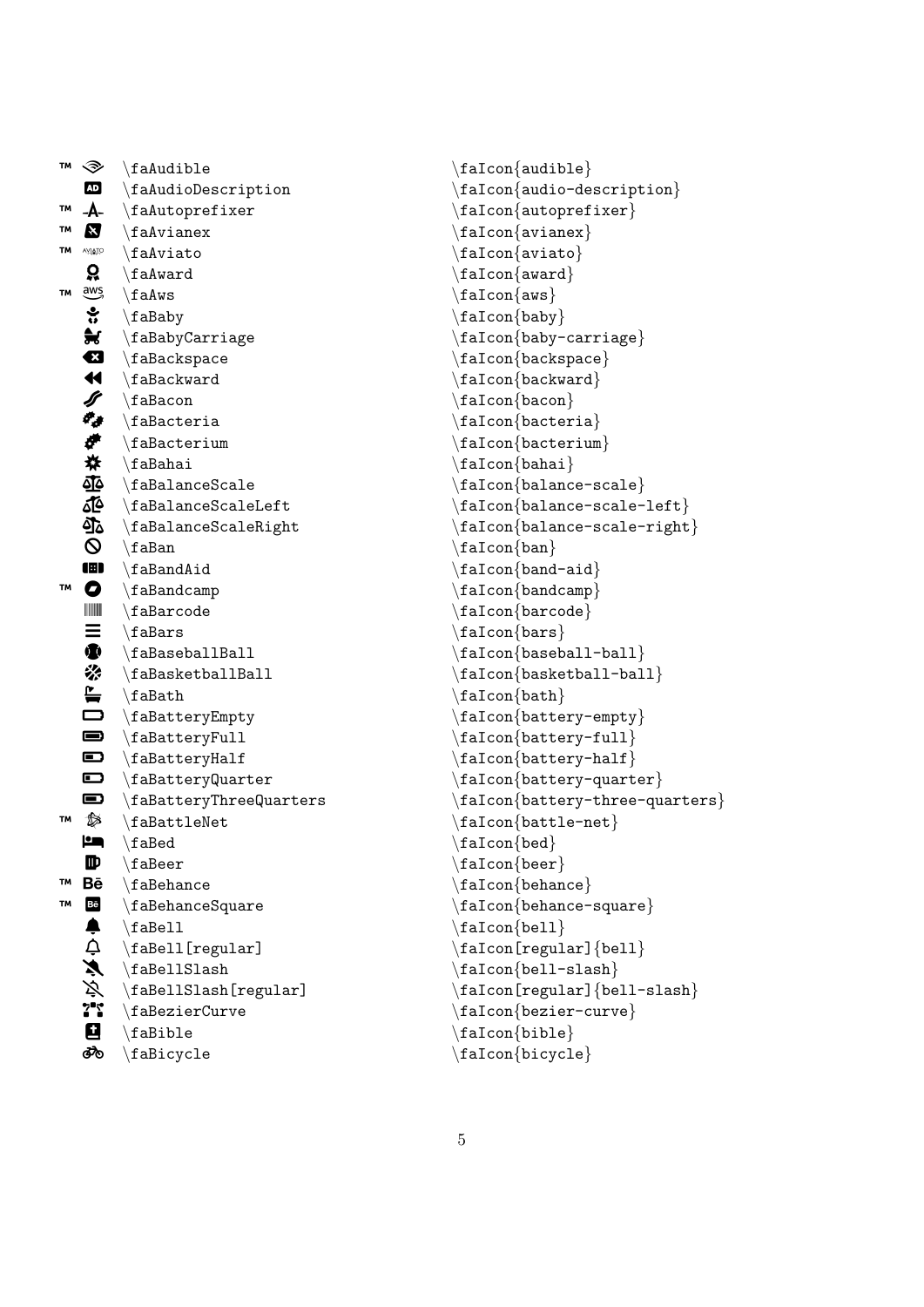| | | |
|---|---|---|
| ™ | `\faAudible` | `\faIcon{audible}` |
| | `\faAudioDescription` | `\faIcon{audio-description}` |
| ™ | `\faAutoprefixer` | `\faIcon{autoprefixer}` |
| ™ | `\faAvianex` | `\faIcon{avianex}` |
| ™ | `\faAviato` | `\faIcon{aviato}` |
| | `\faAward` | `\faIcon{award}` |
| ™ | `\faAws` | `\faIcon{aws}` |
| | `\faBaby` | `\faIcon{baby}` |
| | `\faBabyCarriage` | `\faIcon{baby-carriage}` |
| | `\faBackspace` | `\faIcon{backspace}` |
| | `\faBackward` | `\faIcon{backward}` |
| | `\faBacon` | `\faIcon{bacon}` |
| | `\faBacteria` | `\faIcon{bacteria}` |
| | `\faBacterium` | `\faIcon{bacterium}` |
| | `\faBahai` | `\faIcon{bahai}` |
| | `\faBalanceScale` | `\faIcon{balance-scale}` |
| | `\faBalanceScaleLeft` | `\faIcon{balance-scale-left}` |
| | `\faBalanceScaleRight` | `\faIcon{balance-scale-right}` |
| | `\faBan` | `\faIcon{ban}` |
| | `\faBandAid` | `\faIcon{band-aid}` |
| ™ | `\faBandcamp` | `\faIcon{bandcamp}` |
| | `\faBarcode` | `\faIcon{barcode}` |
| | `\faBars` | `\faIcon{bars}` |
| | `\faBaseballBall` | `\faIcon{baseball-ball}` |
| | `\faBasketballBall` | `\faIcon{basketball-ball}` |
| | `\faBath` | `\faIcon{bath}` |
| | `\faBatteryEmpty` | `\faIcon{battery-empty}` |
| | `\faBatteryFull` | `\faIcon{battery-full}` |
| | `\faBatteryHalf` | `\faIcon{battery-half}` |
| | `\faBatteryQuarter` | `\faIcon{battery-quarter}` |
| | `\faBatteryThreeQuarters` | `\faIcon{battery-three-quarters}` |
| ™ | `\faBattleNet` | `\faIcon{battle-net}` |
| | `\faBed` | `\faIcon{bed}` |
| | `\faBeer` | `\faIcon{beer}` |
| ™ | `\faBehance` | `\faIcon{behance}` |
| ™ | `\faBehanceSquare` | `\faIcon{behance-square}` |
| | `\faBell` | `\faIcon{bell}` |
| | `\faBell[regular]` | `\faIcon[regular]{bell}` |
| | `\faBellSlash` | `\faIcon{bell-slash}` |
| | `\faBellSlash[regular]` | `\faIcon[regular]{bell-slash}` |
| | `\faBezierCurve` | `\faIcon{bezier-curve}` |
| | `\faBible` | `\faIcon{bible}` |
| | `\faBicycle` | `\faIcon{bicycle}` |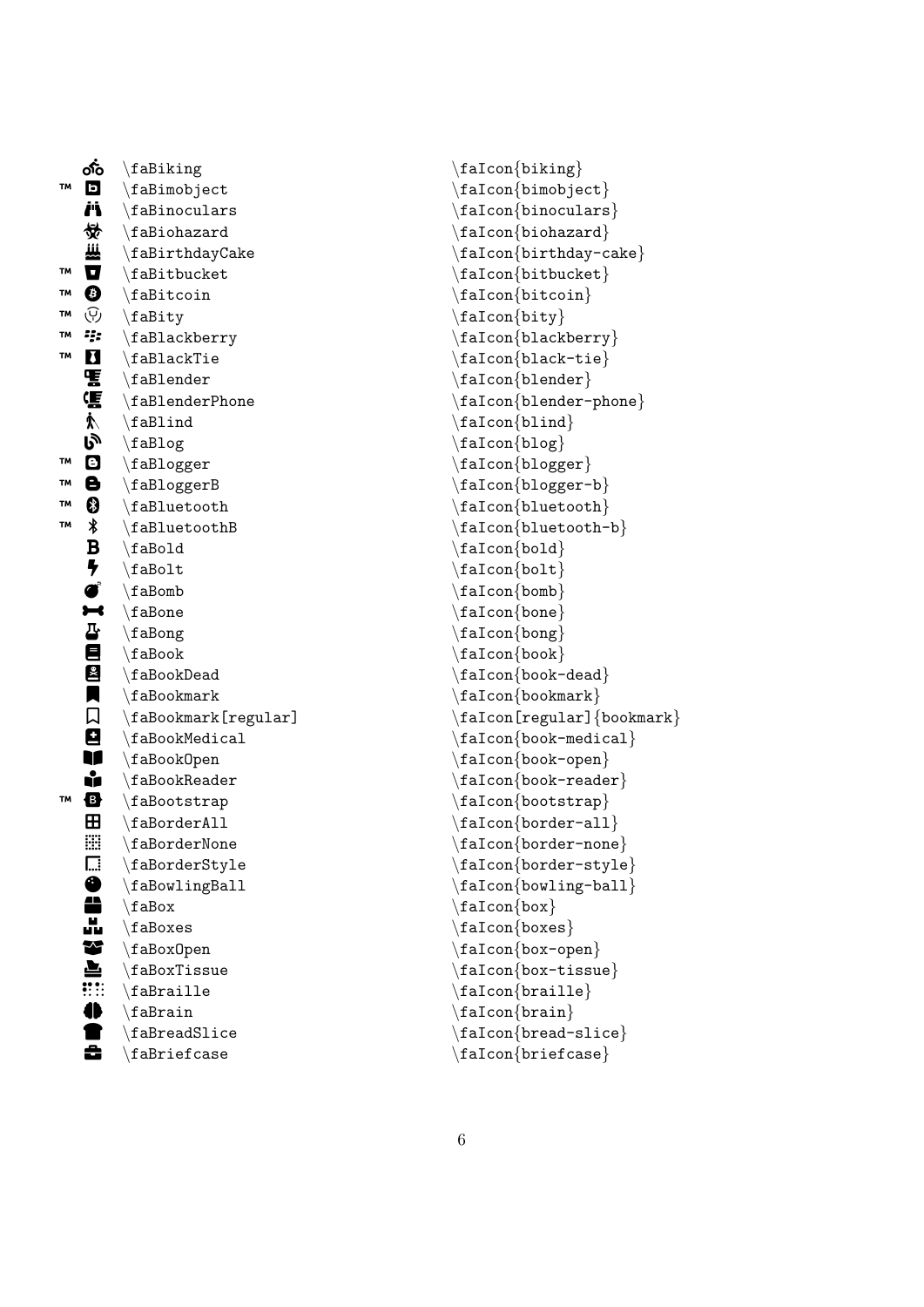| | | | |
|---|---|---|---|
| | | \faBiking | \faIcon{biking} |
| ™ | | \faBimobject | \faIcon{bimobject} |
| | | \faBinoculars | \faIcon{binoculars} |
| | | \faBiohazard | \faIcon{biohazard} |
| | | \faBirthdayCake | \faIcon{birthday-cake} |
| ™ | | \faBitbucket | \faIcon{bitbucket} |
| ™ | | \faBitcoin | \faIcon{bitcoin} |
| ™ | | \faBity | \faIcon{bity} |
| ™ | | \faBlackberry | \faIcon{blackberry} |
| ™ | | \faBlackTie | \faIcon{black-tie} |
| | | \faBlender | \faIcon{blender} |
| | | \faBlenderPhone | \faIcon{blender-phone} |
| | | \faBlind | \faIcon{blind} |
| | | \faBlog | \faIcon{blog} |
| ™ | | \faBlogger | \faIcon{blogger} |
| ™ | | \faBloggerB | \faIcon{blogger-b} |
| ™ | | \faBluetooth | \faIcon{bluetooth} |
| ™ | | \faBluetoothB | \faIcon{bluetooth-b} |
| | | \faBold | \faIcon{bold} |
| | | \faBolt | \faIcon{bolt} |
| | | \faBomb | \faIcon{bomb} |
| | | \faBone | \faIcon{bone} |
| | | \faBong | \faIcon{bong} |
| | | \faBook | \faIcon{book} |
| | | \faBookDead | \faIcon{book-dead} |
| | | \faBookmark | \faIcon{bookmark} |
| | | \faBookmark[regular] | \faIcon[regular]{bookmark} |
| | | \faBookMedical | \faIcon{book-medical} |
| | | \faBookOpen | \faIcon{book-open} |
| | | \faBookReader | \faIcon{book-reader} |
| ™ | | \faBootstrap | \faIcon{bootstrap} |
| | | \faBorderAll | \faIcon{border-all} |
| | | \faBorderNone | \faIcon{border-none} |
| | | \faBorderStyle | \faIcon{border-style} |
| | | \faBowlingBall | \faIcon{bowling-ball} |
| | | \faBox | \faIcon{box} |
| | | \faBoxes | \faIcon{boxes} |
| | | \faBoxOpen | \faIcon{box-open} |
| | | \faBoxTissue | \faIcon{box-tissue} |
| | | \faBraille | \faIcon{braille} |
| | | \faBrain | \faIcon{brain} |
| | | \faBreadSlice | \faIcon{bread-slice} |
| | | \faBriefcase | \faIcon{briefcase} |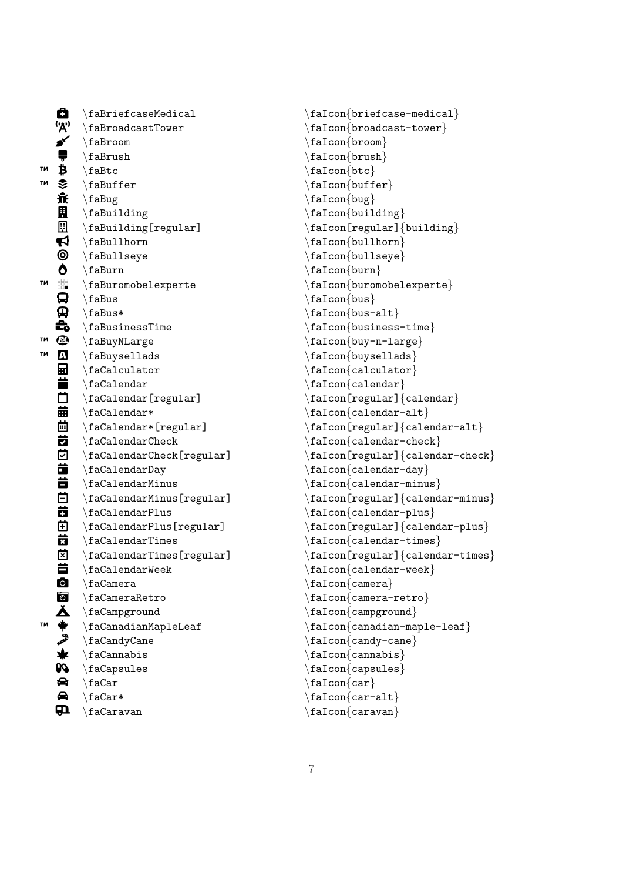| | | | |
|---|---|---|---|
| | | \faBriefcaseMedical | \faIcon{briefcase-medical} |
| | | \faBroadcastTower | \faIcon{broadcast-tower} |
| | | \faBroom | \faIcon{broom} |
| | | \faBrush | \faIcon{brush} |
| ™ | | \faBtc | \faIcon{btc} |
| ™ | | \faBuffer | \faIcon{buffer} |
| | | \faBug | \faIcon{bug} |
| | | \faBuilding | \faIcon{building} |
| | | \faBuilding[regular] | \faIcon[regular]{building} |
| | | \faBullhorn | \faIcon{bullhorn} |
| | | \faBullseye | \faIcon{bullseye} |
| | | \faBurn | \faIcon{burn} |
| ™ | | \faBuromobelexperte | \faIcon{buromobelexperte} |
| | | \faBus | \faIcon{bus} |
| | | \faBus* | \faIcon{bus-alt} |
| | | \faBusinessTime | \faIcon{business-time} |
| ™ | | \faBuyNLarge | \faIcon{buy-n-large} |
| ™ | | \faBuysellads | \faIcon{buysellads} |
| | | \faCalculator | \faIcon{calculator} |
| | | \faCalendar | \faIcon{calendar} |
| | | \faCalendar[regular] | \faIcon[regular]{calendar} |
| | | \faCalendar* | \faIcon{calendar-alt} |
| | | \faCalendar*[regular] | \faIcon[regular]{calendar-alt} |
| | | \faCalendarCheck | \faIcon{calendar-check} |
| | | \faCalendarCheck[regular] | \faIcon[regular]{calendar-check} |
| | | \faCalendarDay | \faIcon{calendar-day} |
| | | \faCalendarMinus | \faIcon{calendar-minus} |
| | | \faCalendarMinus[regular] | \faIcon[regular]{calendar-minus} |
| | | \faCalendarPlus | \faIcon{calendar-plus} |
| | | \faCalendarPlus[regular] | \faIcon[regular]{calendar-plus} |
| | | \faCalendarTimes | \faIcon{calendar-times} |
| | | \faCalendarTimes[regular] | \faIcon[regular]{calendar-times} |
| | | \faCalendarWeek | \faIcon{calendar-week} |
| | | \faCamera | \faIcon{camera} |
| | | \faCameraRetro | \faIcon{camera-retro} |
| | | \faCampground | \faIcon{campground} |
| ™ | | \faCanadianMapleLeaf | \faIcon{canadian-maple-leaf} |
| | | \faCandyCane | \faIcon{candy-cane} |
| | | \faCannabis | \faIcon{cannabis} |
| | | \faCapsules | \faIcon{capsules} |
| | | \faCar | \faIcon{car} |
| | | \faCar* | \faIcon{car-alt} |
| | | \faCaravan | \faIcon{caravan} |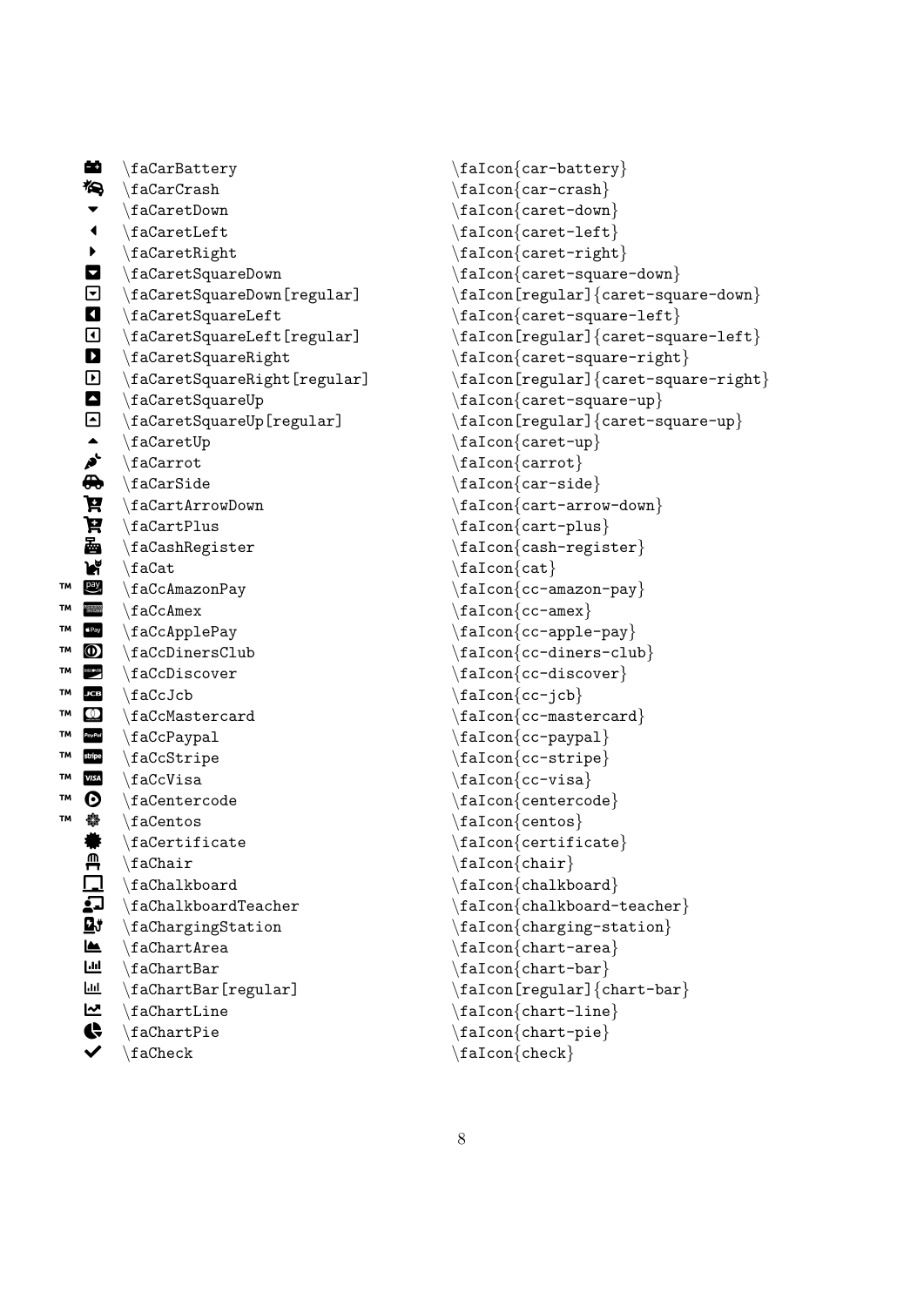| | | |
|---|---|---|
| | \faCarBattery | \faIcon{car-battery} |
| | \faCarCrash | \faIcon{car-crash} |
| | \faCaretDown | \faIcon{caret-down} |
| | \faCaretLeft | \faIcon{caret-left} |
| | \faCaretRight | \faIcon{caret-right} |
| | \faCaretSquareDown | \faIcon{caret-square-down} |
| | \faCaretSquareDown[regular] | \faIcon[regular]{caret-square-down} |
| | \faCaretSquareLeft | \faIcon{caret-square-left} |
| | \faCaretSquareLeft[regular] | \faIcon[regular]{caret-square-left} |
| | \faCaretSquareRight | \faIcon{caret-square-right} |
| | \faCaretSquareRight[regular] | \faIcon[regular]{caret-square-right} |
| | \faCaretSquareUp | \faIcon{caret-square-up} |
| | \faCaretSquareUp[regular] | \faIcon[regular]{caret-square-up} |
| | \faCaretUp | \faIcon{caret-up} |
| | \faCarrot | \faIcon{carrot} |
| | \faCarSide | \faIcon{car-side} |
| | \faCartArrowDown | \faIcon{cart-arrow-down} |
| | \faCartPlus | \faIcon{cart-plus} |
| | \faCashRegister | \faIcon{cash-register} |
| | \faCat | \faIcon{cat} |
| ™ | \faCcAmazonPay | \faIcon{cc-amazon-pay} |
| ™ | \faCcAmex | \faIcon{cc-amex} |
| ™ | \faCcApplePay | \faIcon{cc-apple-pay} |
| ™ | \faCcDinersClub | \faIcon{cc-diners-club} |
| ™ | \faCcDiscover | \faIcon{cc-discover} |
| ™ | \faCcJcb | \faIcon{cc-jcb} |
| ™ | \faCcMastercard | \faIcon{cc-mastercard} |
| ™ | \faCcPaypal | \faIcon{cc-paypal} |
| ™ | \faCcStripe | \faIcon{cc-stripe} |
| ™ | \faCcVisa | \faIcon{cc-visa} |
| ™ | \faCentercode | \faIcon{centercode} |
| ™ | \faCentos | \faIcon{centos} |
| | \faCertificate | \faIcon{certificate} |
| | \faChair | \faIcon{chair} |
| | \faChalkboard | \faIcon{chalkboard} |
| | \faChalkboardTeacher | \faIcon{chalkboard-teacher} |
| | \faChargingStation | \faIcon{charging-station} |
| | \faChartArea | \faIcon{chart-area} |
| | \faChartBar | \faIcon{chart-bar} |
| | \faChartBar[regular] | \faIcon[regular]{chart-bar} |
| | \faChartLine | \faIcon{chart-line} |
| | \faChartPie | \faIcon{chart-pie} |
| | \faCheck | \faIcon{check} |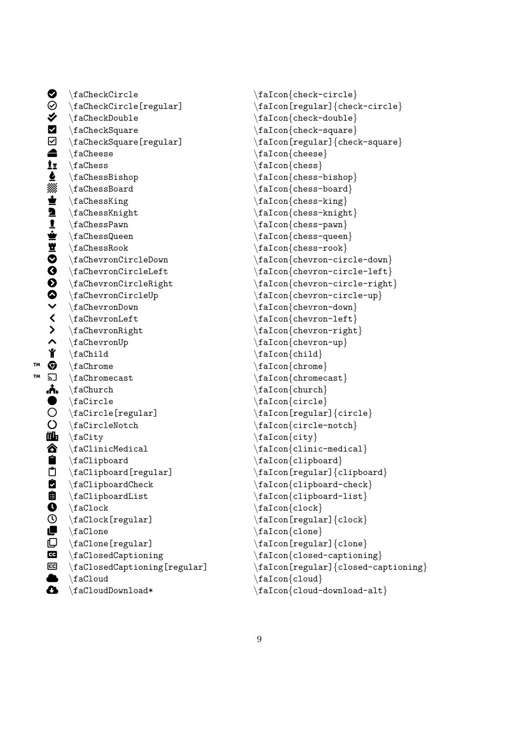| | | |
|---|---|---|
| | `\faCheckCircle` | `\faIcon{check-circle}` |
| | `\faCheckCircle[regular]` | `\faIcon[regular]{check-circle}` |
| | `\faCheckDouble` | `\faIcon{check-double}` |
| | `\faCheckSquare` | `\faIcon{check-square}` |
| | `\faCheckSquare[regular]` | `\faIcon[regular]{check-square}` |
| | `\faCheese` | `\faIcon{cheese}` |
| | `\faChess` | `\faIcon{chess}` |
| | `\faChessBishop` | `\faIcon{chess-bishop}` |
| | `\faChessBoard` | `\faIcon{chess-board}` |
| | `\faChessKing` | `\faIcon{chess-king}` |
| | `\faChessKnight` | `\faIcon{chess-knight}` |
| | `\faChessPawn` | `\faIcon{chess-pawn}` |
| | `\faChessQueen` | `\faIcon{chess-queen}` |
| | `\faChessRook` | `\faIcon{chess-rook}` |
| | `\faChevronCircleDown` | `\faIcon{chevron-circle-down}` |
| | `\faChevronCircleLeft` | `\faIcon{chevron-circle-left}` |
| | `\faChevronCircleRight` | `\faIcon{chevron-circle-right}` |
| | `\faChevronCircleUp` | `\faIcon{chevron-circle-up}` |
| | `\faChevronDown` | `\faIcon{chevron-down}` |
| | `\faChevronLeft` | `\faIcon{chevron-left}` |
| | `\faChevronRight` | `\faIcon{chevron-right}` |
| | `\faChevronUp` | `\faIcon{chevron-up}` |
| | `\faChild` | `\faIcon{child}` |
| ™ | `\faChrome` | `\faIcon{chrome}` |
| ™ | `\faChromecast` | `\faIcon{chromecast}` |
| | `\faChurch` | `\faIcon{church}` |
| | `\faCircle` | `\faIcon{circle}` |
| | `\faCircle[regular]` | `\faIcon[regular]{circle}` |
| | `\faCircleNotch` | `\faIcon{circle-notch}` |
| | `\faCity` | `\faIcon{city}` |
| | `\faClinicMedical` | `\faIcon{clinic-medical}` |
| | `\faClipboard` | `\faIcon{clipboard}` |
| | `\faClipboard[regular]` | `\faIcon[regular]{clipboard}` |
| | `\faClipboardCheck` | `\faIcon{clipboard-check}` |
| | `\faClipboardList` | `\faIcon{clipboard-list}` |
| | `\faClock` | `\faIcon{clock}` |
| | `\faClock[regular]` | `\faIcon[regular]{clock}` |
| | `\faClone` | `\faIcon{clone}` |
| | `\faClone[regular]` | `\faIcon[regular]{clone}` |
| | `\faClosedCaptioning` | `\faIcon{closed-captioning}` |
| | `\faClosedCaptioning[regular]` | `\faIcon[regular]{closed-captioning}` |
| | `\faCloud` | `\faIcon{cloud}` |
| | `\faCloudDownload*` | `\faIcon{cloud-download-alt}` |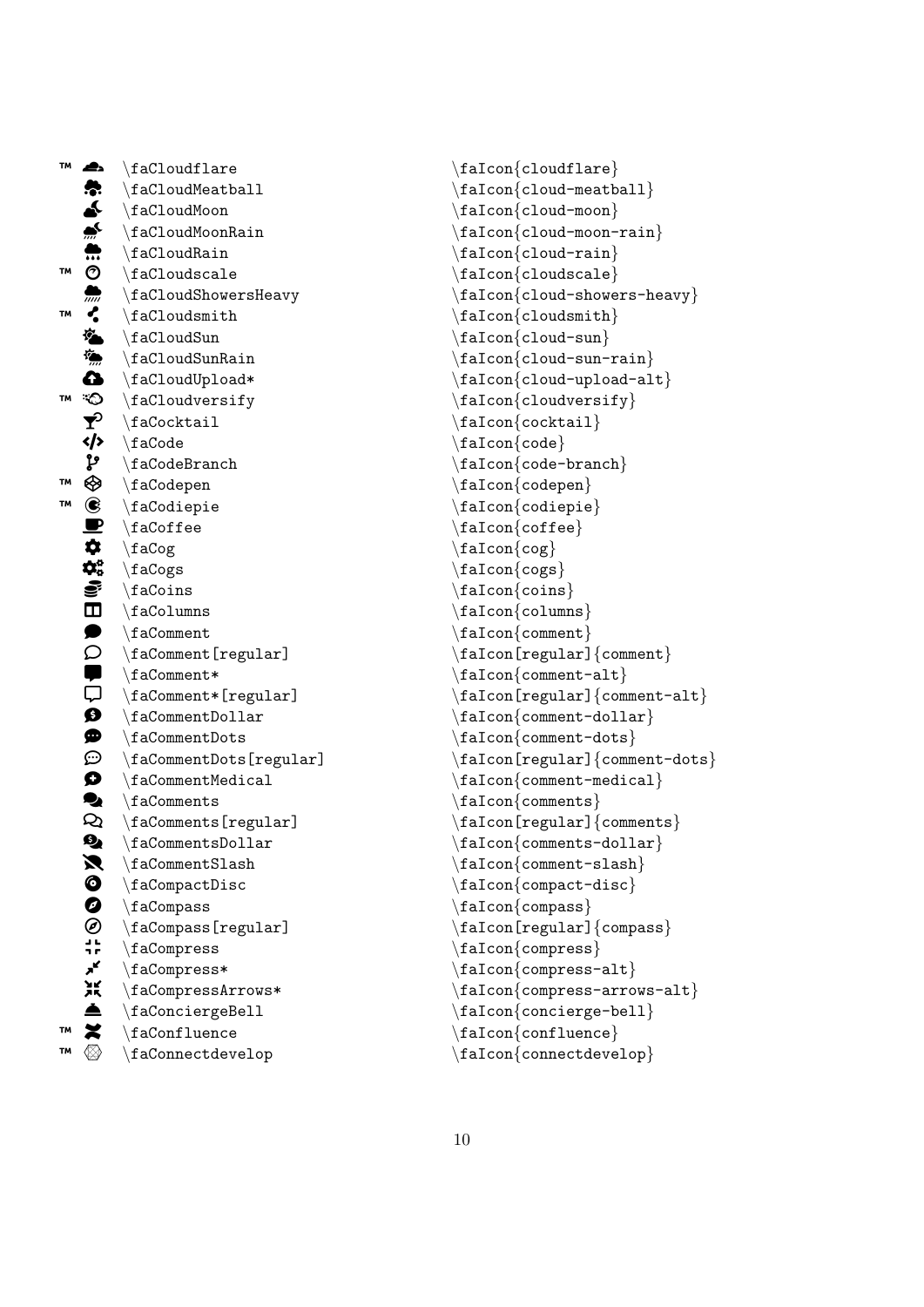| | | |
|---|---|---|
| ™ | \faCloudflare | \faIcon{cloudflare} |
| | \faCloudMeatball | \faIcon{cloud-meatball} |
| | \faCloudMoon | \faIcon{cloud-moon} |
| | \faCloudMoonRain | \faIcon{cloud-moon-rain} |
| | \faCloudRain | \faIcon{cloud-rain} |
| ™ | \faCloudscale | \faIcon{cloudscale} |
| | \faCloudShowersHeavy | \faIcon{cloud-showers-heavy} |
| ™ | \faCloudsmith | \faIcon{cloudsmith} |
| | \faCloudSun | \faIcon{cloud-sun} |
| | \faCloudSunRain | \faIcon{cloud-sun-rain} |
| | \faCloudUpload* | \faIcon{cloud-upload-alt} |
| ™ | \faCloudversify | \faIcon{cloudversify} |
| | \faCocktail | \faIcon{cocktail} |
| | \faCode | \faIcon{code} |
| | \faCodeBranch | \faIcon{code-branch} |
| ™ | \faCodepen | \faIcon{codepen} |
| ™ | \faCodiepie | \faIcon{codiepie} |
| | \faCoffee | \faIcon{coffee} |
| | \faCog | \faIcon{cog} |
| | \faCogs | \faIcon{cogs} |
| | \faCoins | \faIcon{coins} |
| | \faColumns | \faIcon{columns} |
| | \faComment | \faIcon{comment} |
| | \faComment[regular] | \faIcon[regular]{comment} |
| | \faComment* | \faIcon{comment-alt} |
| | \faComment*[regular] | \faIcon[regular]{comment-alt} |
| | \faCommentDollar | \faIcon{comment-dollar} |
| | \faCommentDots | \faIcon{comment-dots} |
| | \faCommentDots[regular] | \faIcon[regular]{comment-dots} |
| | \faCommentMedical | \faIcon{comment-medical} |
| | \faComments | \faIcon{comments} |
| | \faComments[regular] | \faIcon[regular]{comments} |
| | \faCommentsDollar | \faIcon{comments-dollar} |
| | \faCommentSlash | \faIcon{comment-slash} |
| | \faCompactDisc | \faIcon{compact-disc} |
| | \faCompass | \faIcon{compass} |
| | \faCompass[regular] | \faIcon[regular]{compass} |
| | \faCompress | \faIcon{compress} |
| | \faCompress* | \faIcon{compress-alt} |
| | \faCompressArrows* | \faIcon{compress-arrows-alt} |
| | \faConciergeBell | \faIcon{concierge-bell} |
| ™ | \faConfluence | \faIcon{confluence} |
| ™ | \faConnectdevelop | \faIcon{connectdevelop} |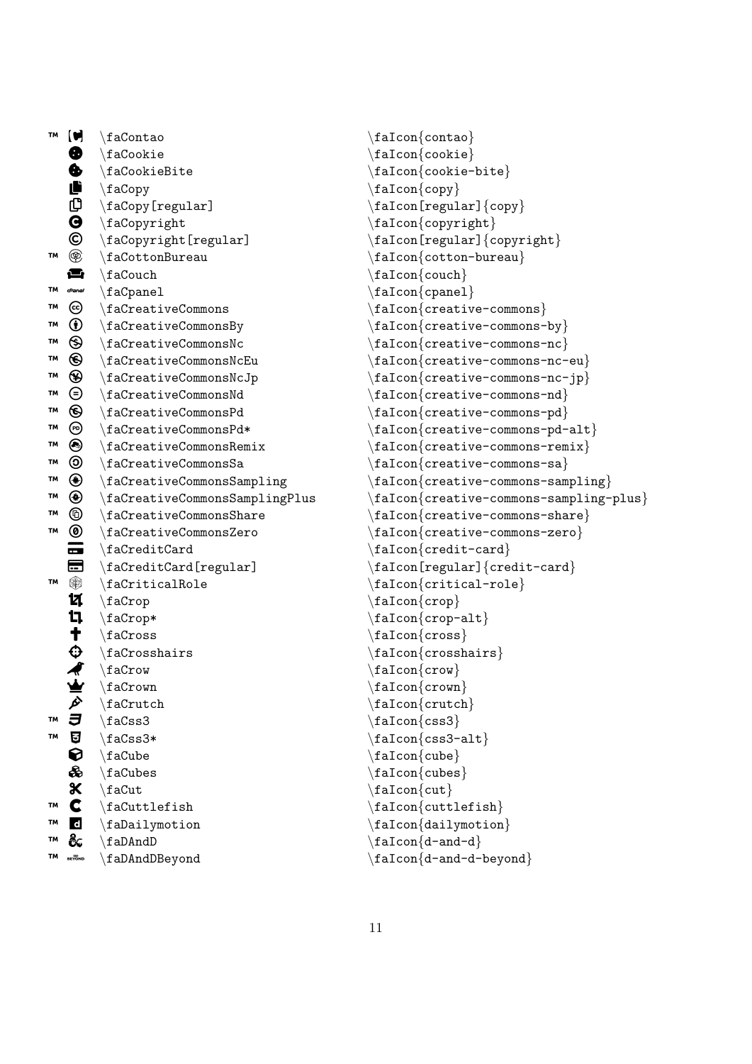| | Command | Icon name |
|---|---|---|
| ™ | \faContao | \faIcon{contao} |
| | \faCookie | \faIcon{cookie} |
| | \faCookieBite | \faIcon{cookie-bite} |
| | \faCopy | \faIcon{copy} |
| | \faCopy[regular] | \faIcon[regular]{copy} |
| | \faCopyright | \faIcon{copyright} |
| | \faCopyright[regular] | \faIcon[regular]{copyright} |
| ™ | \faCottonBureau | \faIcon{cotton-bureau} |
| | \faCouch | \faIcon{couch} |
| ™ | \faCpanel | \faIcon{cpanel} |
| ™ | \faCreativeCommons | \faIcon{creative-commons} |
| ™ | \faCreativeCommonsBy | \faIcon{creative-commons-by} |
| ™ | \faCreativeCommonsNc | \faIcon{creative-commons-nc} |
| ™ | \faCreativeCommonsNcEu | \faIcon{creative-commons-nc-eu} |
| ™ | \faCreativeCommonsNcJp | \faIcon{creative-commons-nc-jp} |
| ™ | \faCreativeCommonsNd | \faIcon{creative-commons-nd} |
| ™ | \faCreativeCommonsPd | \faIcon{creative-commons-pd} |
| ™ | \faCreativeCommonsPd* | \faIcon{creative-commons-pd-alt} |
| ™ | \faCreativeCommonsRemix | \faIcon{creative-commons-remix} |
| ™ | \faCreativeCommonsSa | \faIcon{creative-commons-sa} |
| ™ | \faCreativeCommonsSampling | \faIcon{creative-commons-sampling} |
| ™ | \faCreativeCommonsSamplingPlus | \faIcon{creative-commons-sampling-plus} |
| ™ | \faCreativeCommonsShare | \faIcon{creative-commons-share} |
| ™ | \faCreativeCommonsZero | \faIcon{creative-commons-zero} |
| | \faCreditCard | \faIcon{credit-card} |
| | \faCreditCard[regular] | \faIcon[regular]{credit-card} |
| ™ | \faCriticalRole | \faIcon{critical-role} |
| | \faCrop | \faIcon{crop} |
| | \faCrop* | \faIcon{crop-alt} |
| | \faCross | \faIcon{cross} |
| | \faCrosshairs | \faIcon{crosshairs} |
| | \faCrow | \faIcon{crow} |
| | \faCrown | \faIcon{crown} |
| | \faCrutch | \faIcon{crutch} |
| ™ | \faCss3 | \faIcon{css3} |
| ™ | \faCss3* | \faIcon{css3-alt} |
| | \faCube | \faIcon{cube} |
| | \faCubes | \faIcon{cubes} |
| | \faCut | \faIcon{cut} |
| ™ | \faCuttlefish | \faIcon{cuttlefish} |
| ™ | \faDailymotion | \faIcon{dailymotion} |
| ™ | \faDAndD | \faIcon{d-and-d} |
| ™ | \faDAndDBeyond | \faIcon{d-and-d-beyond} |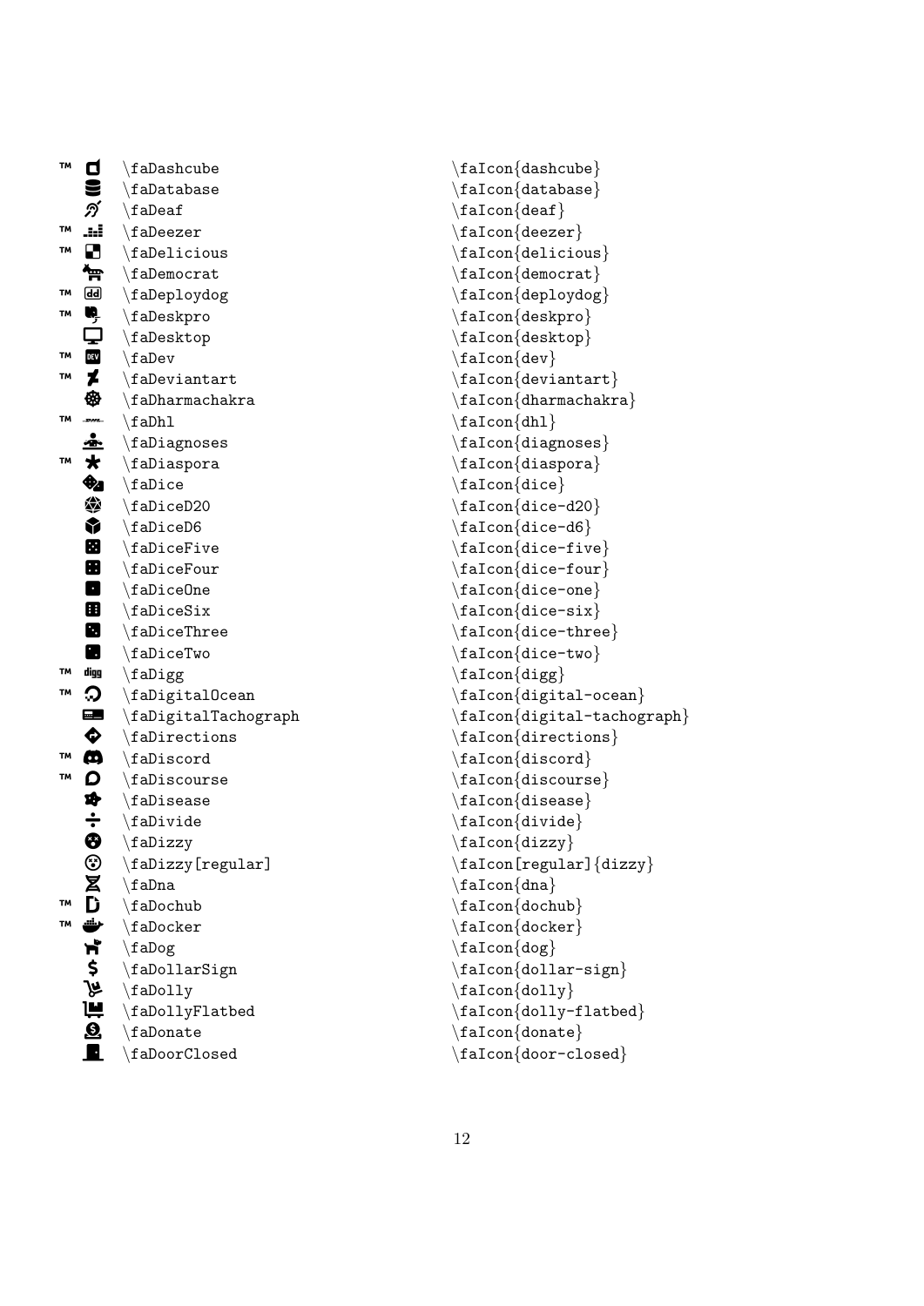| | | | |
|---|---|---|---|
| ™ | | \faDashcube | \faIcon{dashcube} |
| | | \faDatabase | \faIcon{database} |
| | | \faDeaf | \faIcon{deaf} |
| ™ | | \faDeezer | \faIcon{deezer} |
| ™ | | \faDelicious | \faIcon{delicious} |
| | | \faDemocrat | \faIcon{democrat} |
| ™ | | \faDeploydog | \faIcon{deploydog} |
| ™ | | \faDeskpro | \faIcon{deskpro} |
| | | \faDesktop | \faIcon{desktop} |
| ™ | | \faDev | \faIcon{dev} |
| ™ | | \faDeviantart | \faIcon{deviantart} |
| | | \faDharmachakra | \faIcon{dharmachakra} |
| ™ | | \faDhl | \faIcon{dhl} |
| | | \faDiagnoses | \faIcon{diagnoses} |
| ™ | | \faDiaspora | \faIcon{diaspora} |
| | | \faDice | \faIcon{dice} |
| | | \faDiceD20 | \faIcon{dice-d20} |
| | | \faDiceD6 | \faIcon{dice-d6} |
| | | \faDiceFive | \faIcon{dice-five} |
| | | \faDiceFour | \faIcon{dice-four} |
| | | \faDiceOne | \faIcon{dice-one} |
| | | \faDiceSix | \faIcon{dice-six} |
| | | \faDiceThree | \faIcon{dice-three} |
| | | \faDiceTwo | \faIcon{dice-two} |
| ™ | | \faDigg | \faIcon{digg} |
| ™ | | \faDigitalOcean | \faIcon{digital-ocean} |
| | | \faDigitalTachograph | \faIcon{digital-tachograph} |
| | | \faDirections | \faIcon{directions} |
| ™ | | \faDiscord | \faIcon{discord} |
| ™ | | \faDiscourse | \faIcon{discourse} |
| | | \faDisease | \faIcon{disease} |
| | | \faDivide | \faIcon{divide} |
| | | \faDizzy | \faIcon{dizzy} |
| | | \faDizzy[regular] | \faIcon[regular]{dizzy} |
| | | \faDna | \faIcon{dna} |
| ™ | | \faDochub | \faIcon{dochub} |
| ™ | | \faDocker | \faIcon{docker} |
| | | \faDog | \faIcon{dog} |
| | | \faDollarSign | \faIcon{dollar-sign} |
| | | \faDolly | \faIcon{dolly} |
| | | \faDollyFlatbed | \faIcon{dolly-flatbed} |
| | | \faDonate | \faIcon{donate} |
| | | \faDoorClosed | \faIcon{door-closed} |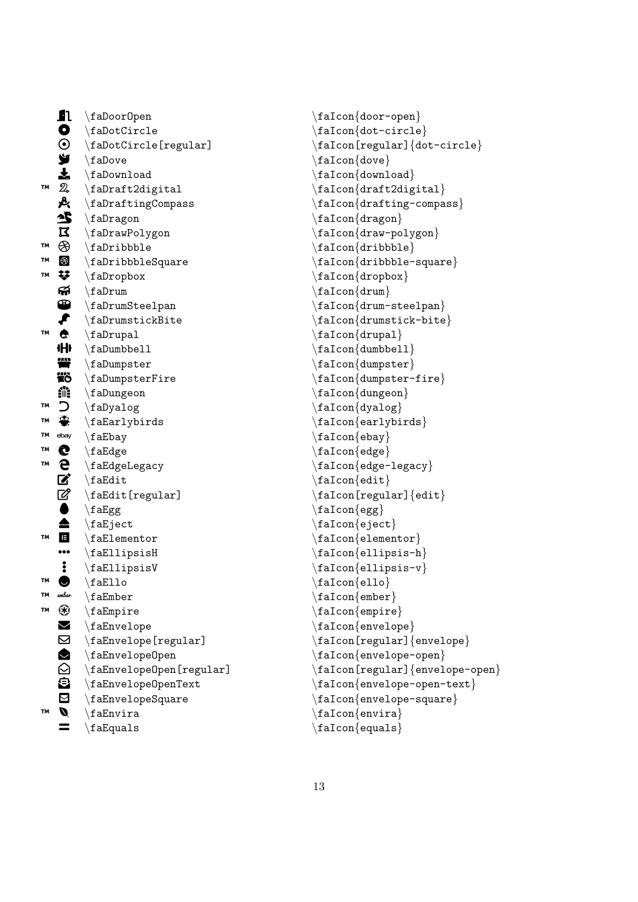| | Icon | Command | Alternative |
|---|---|---|---|
| | | \faDoorOpen | \faIcon{door-open} |
| | | \faDotCircle | \faIcon{dot-circle} |
| | | \faDotCircle[regular] | \faIcon[regular]{dot-circle} |
| | | \faDove | \faIcon{dove} |
| | | \faDownload | \faIcon{download} |
| ™ | | \faDraft2digital | \faIcon{draft2digital} |
| | | \faDraftingCompass | \faIcon{drafting-compass} |
| | | \faDragon | \faIcon{dragon} |
| | | \faDrawPolygon | \faIcon{draw-polygon} |
| ™ | | \faDribbble | \faIcon{dribbble} |
| ™ | | \faDribbbleSquare | \faIcon{dribbble-square} |
| ™ | | \faDropbox | \faIcon{dropbox} |
| | | \faDrum | \faIcon{drum} |
| | | \faDrumSteelpan | \faIcon{drum-steelpan} |
| | | \faDrumstickBite | \faIcon{drumstick-bite} |
| ™ | | \faDrupal | \faIcon{drupal} |
| | | \faDumbbell | \faIcon{dumbbell} |
| | | \faDumpster | \faIcon{dumpster} |
| | | \faDumpsterFire | \faIcon{dumpster-fire} |
| | | \faDungeon | \faIcon{dungeon} |
| ™ | | \faDyalog | \faIcon{dyalog} |
| ™ | | \faEarlybirds | \faIcon{earlybirds} |
| ™ | ebay | \faEbay | \faIcon{ebay} |
| ™ | | \faEdge | \faIcon{edge} |
| ™ | | \faEdgeLegacy | \faIcon{edge-legacy} |
| | | \faEdit | \faIcon{edit} |
| | | \faEdit[regular] | \faIcon[regular]{edit} |
| | | \faEgg | \faIcon{egg} |
| | | \faEject | \faIcon{eject} |
| ™ | | \faElementor | \faIcon{elementor} |
| | ••• | \faEllipsisH | \faIcon{ellipsis-h} |
| | ⋮ | \faEllipsisV | \faIcon{ellipsis-v} |
| ™ | | \faEllo | \faIcon{ello} |
| ™ | ember | \faEmber | \faIcon{ember} |
| ™ | | \faEmpire | \faIcon{empire} |
| | | \faEnvelope | \faIcon{envelope} |
| | | \faEnvelope[regular] | \faIcon[regular]{envelope} |
| | | \faEnvelopeOpen | \faIcon{envelope-open} |
| | | \faEnvelopeOpen[regular] | \faIcon[regular]{envelope-open} |
| | | \faEnvelopeOpenText | \faIcon{envelope-open-text} |
| | | \faEnvelopeSquare | \faIcon{envelope-square} |
| ™ | | \faEnvira | \faIcon{envira} |
| | = | \faEquals | \faIcon{equals} |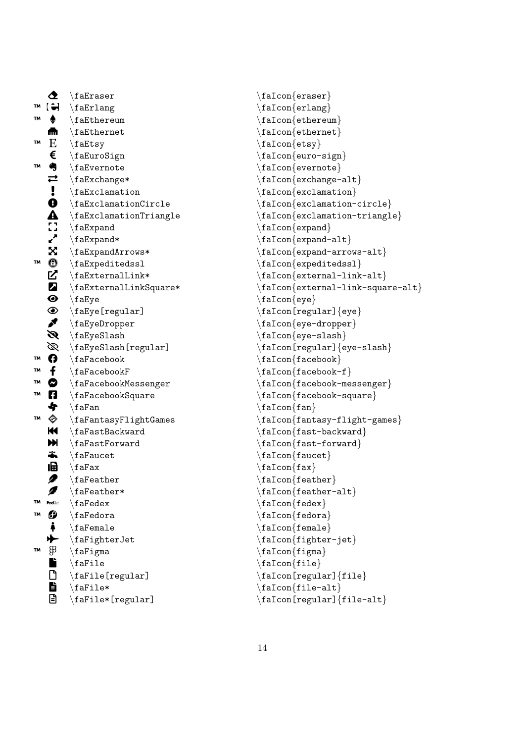| | | | |
|---|---|---|---|
| | | \faEraser | \faIcon{eraser} |
| ™ | | \faErlang | \faIcon{erlang} |
| ™ | | \faEthereum | \faIcon{ethereum} |
| | | \faEthernet | \faIcon{ethernet} |
| ™ | E | \faEtsy | \faIcon{etsy} |
| | € | \faEuroSign | \faIcon{euro-sign} |
| ™ | | \faEvernote | \faIcon{evernote} |
| | ⇄ | \faExchange* | \faIcon{exchange-alt} |
| | ! | \faExclamation | \faIcon{exclamation} |
| | | \faExclamationCircle | \faIcon{exclamation-circle} |
| | | \faExclamationTriangle | \faIcon{exclamation-triangle} |
| | | \faExpand | \faIcon{expand} |
| | | \faExpand* | \faIcon{expand-alt} |
| | | \faExpandArrows* | \faIcon{expand-arrows-alt} |
| ™ | | \faExpeditedssl | \faIcon{expeditedssl} |
| | | \faExternalLink* | \faIcon{external-link-alt} |
| | | \faExternalLinkSquare* | \faIcon{external-link-square-alt} |
| | | \faEye | \faIcon{eye} |
| | | \faEye[regular] | \faIcon[regular]{eye} |
| | | \faEyeDropper | \faIcon{eye-dropper} |
| | | \faEyeSlash | \faIcon{eye-slash} |
| | | \faEyeSlash[regular] | \faIcon[regular]{eye-slash} |
| ™ | | \faFacebook | \faIcon{facebook} |
| ™ | f | \faFacebookF | \faIcon{facebook-f} |
| ™ | | \faFacebookMessenger | \faIcon{facebook-messenger} |
| ™ | | \faFacebookSquare | \faIcon{facebook-square} |
| | | \faFan | \faIcon{fan} |
| ™ | | \faFantasyFlightGames | \faIcon{fantasy-flight-games} |
| | | \faFastBackward | \faIcon{fast-backward} |
| | | \faFastForward | \faIcon{fast-forward} |
| | | \faFaucet | \faIcon{faucet} |
| | | \faFax | \faIcon{fax} |
| | | \faFeather | \faIcon{feather} |
| | | \faFeather* | \faIcon{feather-alt} |
| ™ | FedEx | \faFedex | \faIcon{fedex} |
| ™ | | \faFedora | \faIcon{fedora} |
| | | \faFemale | \faIcon{female} |
| | | \faFighterJet | \faIcon{fighter-jet} |
| ™ | | \faFigma | \faIcon{figma} |
| | | \faFile | \faIcon{file} |
| | | \faFile[regular] | \faIcon[regular]{file} |
| | | \faFile* | \faIcon{file-alt} |
| | | \faFile*[regular] | \faIcon[regular]{file-alt} |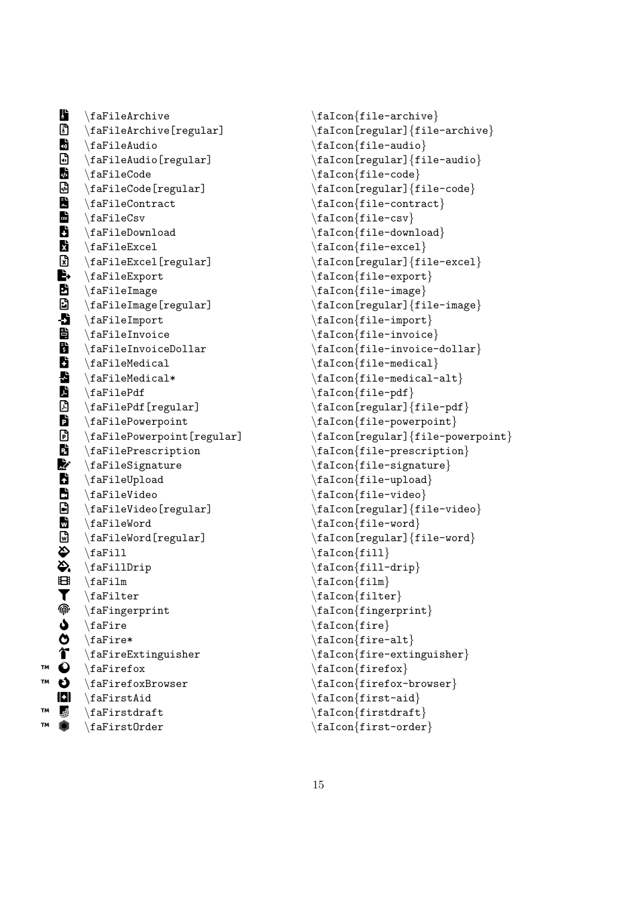| | | |
|---|---|---|
| | \faFileArchive | \faIcon{file-archive} |
| | \faFileArchive[regular] | \faIcon[regular]{file-archive} |
| | \faFileAudio | \faIcon{file-audio} |
| | \faFileAudio[regular] | \faIcon[regular]{file-audio} |
| | \faFileCode | \faIcon{file-code} |
| | \faFileCode[regular] | \faIcon[regular]{file-code} |
| | \faFileContract | \faIcon{file-contract} |
| | \faFileCsv | \faIcon{file-csv} |
| | \faFileDownload | \faIcon{file-download} |
| | \faFileExcel | \faIcon{file-excel} |
| | \faFileExcel[regular] | \faIcon[regular]{file-excel} |
| | \faFileExport | \faIcon{file-export} |
| | \faFileImage | \faIcon{file-image} |
| | \faFileImage[regular] | \faIcon[regular]{file-image} |
| | \faFileImport | \faIcon{file-import} |
| | \faFileInvoice | \faIcon{file-invoice} |
| | \faFileInvoiceDollar | \faIcon{file-invoice-dollar} |
| | \faFileMedical | \faIcon{file-medical} |
| | \faFileMedical* | \faIcon{file-medical-alt} |
| | \faFilePdf | \faIcon{file-pdf} |
| | \faFilePdf[regular] | \faIcon[regular]{file-pdf} |
| | \faFilePowerpoint | \faIcon{file-powerpoint} |
| | \faFilePowerpoint[regular] | \faIcon[regular]{file-powerpoint} |
| | \faFilePrescription | \faIcon{file-prescription} |
| | \faFileSignature | \faIcon{file-signature} |
| | \faFileUpload | \faIcon{file-upload} |
| | \faFileVideo | \faIcon{file-video} |
| | \faFileVideo[regular] | \faIcon[regular]{file-video} |
| | \faFileWord | \faIcon{file-word} |
| | \faFileWord[regular] | \faIcon[regular]{file-word} |
| | \faFill | \faIcon{fill} |
| | \faFillDrip | \faIcon{fill-drip} |
| | \faFilm | \faIcon{film} |
| | \faFilter | \faIcon{filter} |
| | \faFingerprint | \faIcon{fingerprint} |
| | \faFire | \faIcon{fire} |
| | \faFire* | \faIcon{fire-alt} |
| | \faFireExtinguisher | \faIcon{fire-extinguisher} |
| ™ | \faFirefox | \faIcon{firefox} |
| ™ | \faFirefoxBrowser | \faIcon{firefox-browser} |
| | \faFirstAid | \faIcon{first-aid} |
| ™ | \faFirstdraft | \faIcon{firstdraft} |
| ™ | \faFirstOrder | \faIcon{first-order} |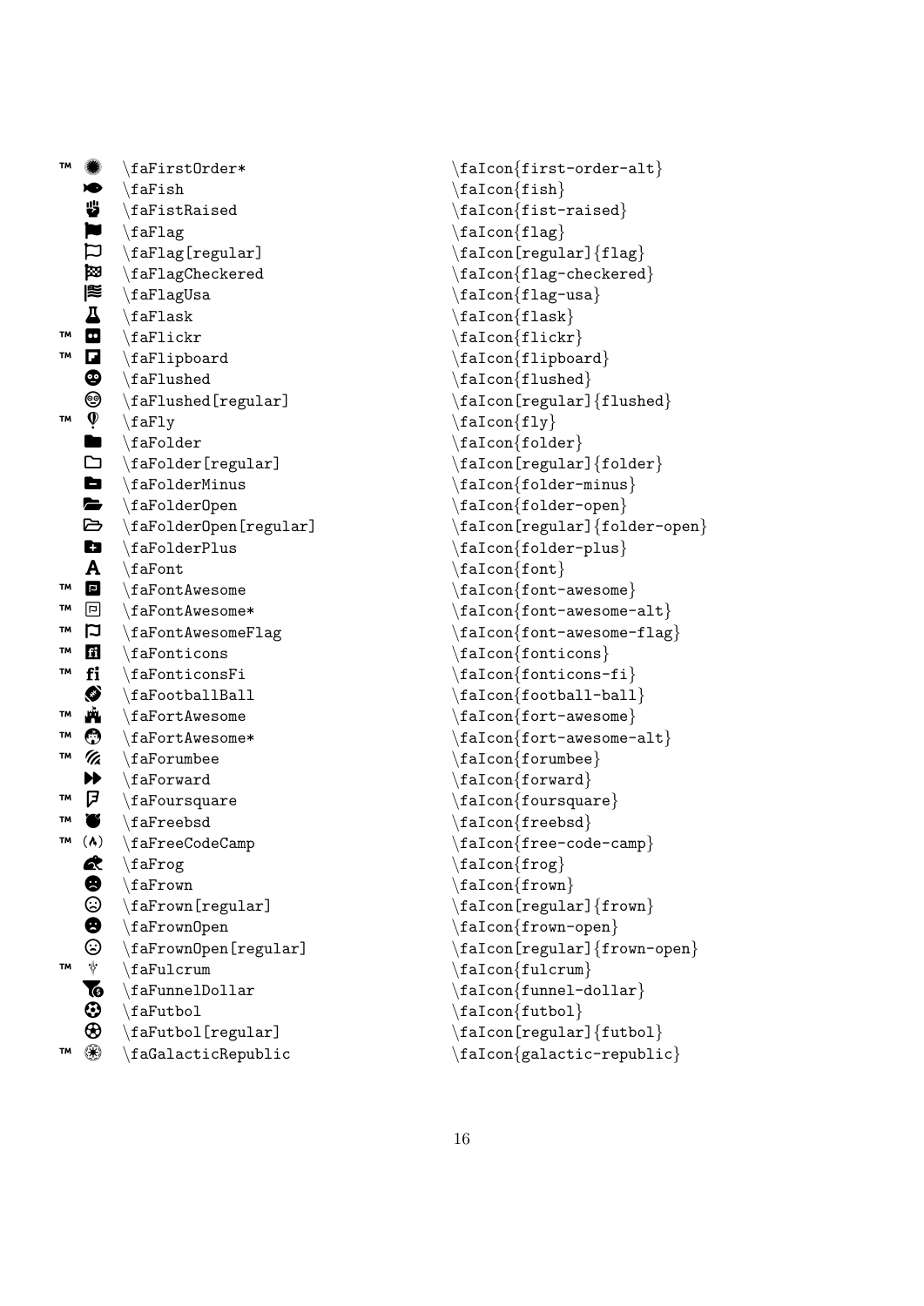| | | | |
|---|---|---|---|
| ™ | | \faFirstOrder* | \faIcon{first-order-alt} |
| | | \faFish | \faIcon{fish} |
| | | \faFistRaised | \faIcon{fist-raised} |
| | | \faFlag | \faIcon{flag} |
| | | \faFlag[regular] | \faIcon[regular]{flag} |
| | | \faFlagCheckered | \faIcon{flag-checkered} |
| | | \faFlagUsa | \faIcon{flag-usa} |
| | | \faFlask | \faIcon{flask} |
| ™ | | \faFlickr | \faIcon{flickr} |
| ™ | | \faFlipboard | \faIcon{flipboard} |
| | | \faFlushed | \faIcon{flushed} |
| | | \faFlushed[regular] | \faIcon[regular]{flushed} |
| ™ | | \faFly | \faIcon{fly} |
| | | \faFolder | \faIcon{folder} |
| | | \faFolder[regular] | \faIcon[regular]{folder} |
| | | \faFolderMinus | \faIcon{folder-minus} |
| | | \faFolderOpen | \faIcon{folder-open} |
| | | \faFolderOpen[regular] | \faIcon[regular]{folder-open} |
| | | \faFolderPlus | \faIcon{folder-plus} |
| | A | \faFont | \faIcon{font} |
| ™ | | \faFontAwesome | \faIcon{font-awesome} |
| ™ | | \faFontAwesome* | \faIcon{font-awesome-alt} |
| ™ | | \faFontAwesomeFlag | \faIcon{font-awesome-flag} |
| ™ | | \faFonticons | \faIcon{fonticons} |
| ™ | fi | \faFonticonsFi | \faIcon{fonticons-fi} |
| | | \faFootballBall | \faIcon{football-ball} |
| ™ | | \faFortAwesome | \faIcon{fort-awesome} |
| ™ | | \faFortAwesome* | \faIcon{fort-awesome-alt} |
| ™ | | \faForumbee | \faIcon{forumbee} |
| | | \faForward | \faIcon{forward} |
| ™ | | \faFoursquare | \faIcon{foursquare} |
| ™ | | \faFreebsd | \faIcon{freebsd} |
| ™ | | \faFreeCodeCamp | \faIcon{free-code-camp} |
| | | \faFrog | \faIcon{frog} |
| | | \faFrown | \faIcon{frown} |
| | | \faFrown[regular] | \faIcon[regular]{frown} |
| | | \faFrownOpen | \faIcon{frown-open} |
| | | \faFrownOpen[regular] | \faIcon[regular]{frown-open} |
| ™ | | \faFulcrum | \faIcon{fulcrum} |
| | | \faFunnelDollar | \faIcon{funnel-dollar} |
| | | \faFutbol | \faIcon{futbol} |
| | | \faFutbol[regular] | \faIcon[regular]{futbol} |
| ™ | | \faGalacticRepublic | \faIcon{galactic-republic} |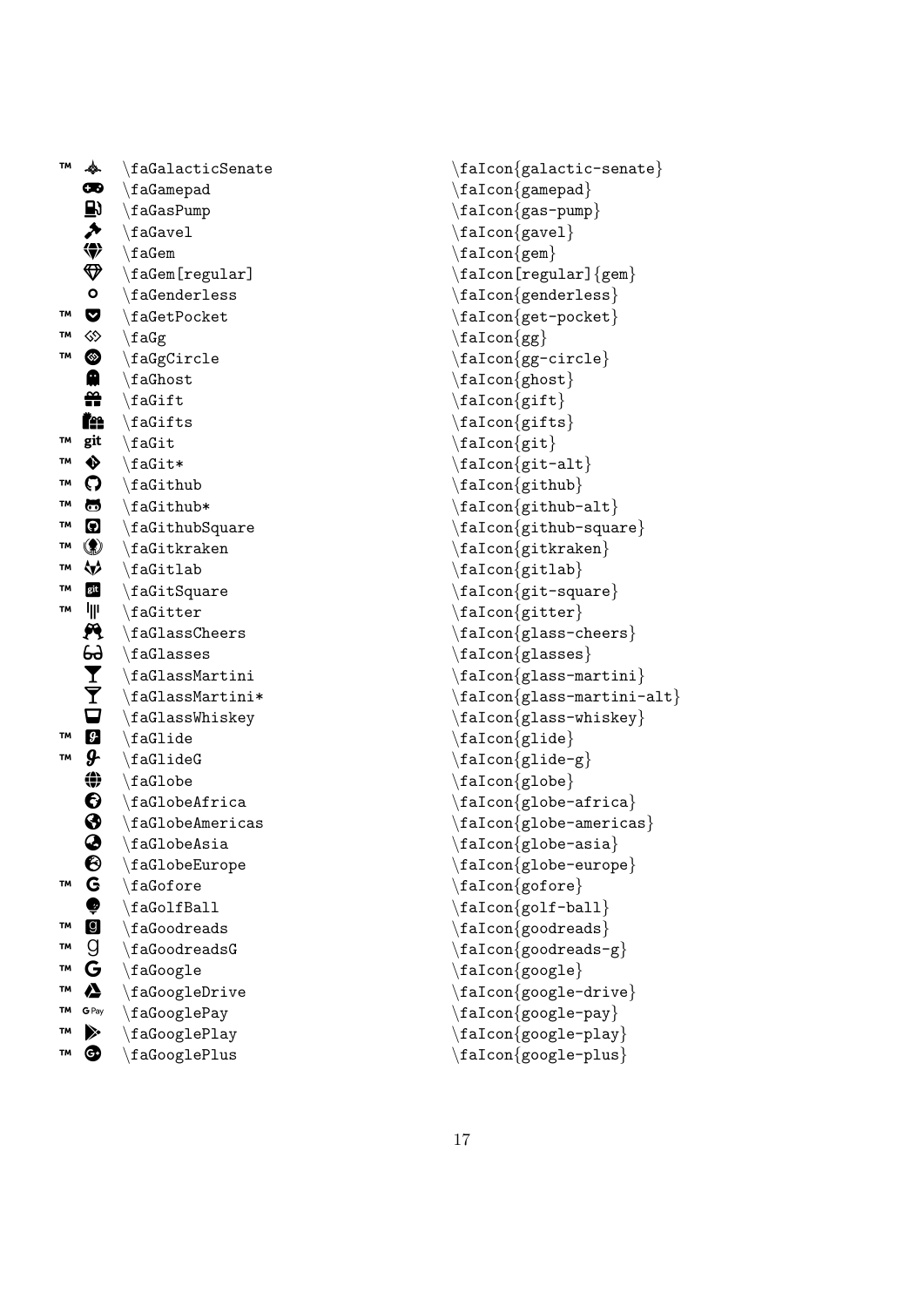| | | | |
|---|---|---|---|
| ™ | | \faGalacticSenate | \faIcon{galactic-senate} |
| | | \faGamepad | \faIcon{gamepad} |
| | | \faGasPump | \faIcon{gas-pump} |
| | | \faGavel | \faIcon{gavel} |
| | | \faGem | \faIcon{gem} |
| | | \faGem[regular] | \faIcon[regular]{gem} |
| | | \faGenderless | \faIcon{genderless} |
| ™ | | \faGetPocket | \faIcon{get-pocket} |
| ™ | | \faGg | \faIcon{gg} |
| ™ | | \faGgCircle | \faIcon{gg-circle} |
| | | \faGhost | \faIcon{ghost} |
| | | \faGift | \faIcon{gift} |
| | | \faGifts | \faIcon{gifts} |
| ™ | git | \faGit | \faIcon{git} |
| ™ | | \faGit* | \faIcon{git-alt} |
| ™ | | \faGithub | \faIcon{github} |
| ™ | | \faGithub* | \faIcon{github-alt} |
| ™ | | \faGithubSquare | \faIcon{github-square} |
| ™ | | \faGitkraken | \faIcon{gitkraken} |
| ™ | | \faGitlab | \faIcon{gitlab} |
| ™ | git | \faGitSquare | \faIcon{git-square} |
| ™ | | \faGitter | \faIcon{gitter} |
| | | \faGlassCheers | \faIcon{glass-cheers} |
| | | \faGlasses | \faIcon{glasses} |
| | | \faGlassMartini | \faIcon{glass-martini} |
| | | \faGlassMartini* | \faIcon{glass-martini-alt} |
| | | \faGlassWhiskey | \faIcon{glass-whiskey} |
| ™ | | \faGlide | \faIcon{glide} |
| ™ | | \faGlideG | \faIcon{glide-g} |
| | | \faGlobe | \faIcon{globe} |
| | | \faGlobeAfrica | \faIcon{globe-africa} |
| | | \faGlobeAmericas | \faIcon{globe-americas} |
| | | \faGlobeAsia | \faIcon{globe-asia} |
| | | \faGlobeEurope | \faIcon{globe-europe} |
| ™ | | \faGofore | \faIcon{gofore} |
| | | \faGolfBall | \faIcon{golf-ball} |
| ™ | | \faGoodreads | \faIcon{goodreads} |
| ™ | | \faGoodreadsG | \faIcon{goodreads-g} |
| ™ | | \faGoogle | \faIcon{google} |
| ™ | | \faGoogleDrive | \faIcon{google-drive} |
| ™ | G Pay | \faGooglePay | \faIcon{google-pay} |
| ™ | | \faGooglePlay | \faIcon{google-play} |
| ™ | | \faGooglePlus | \faIcon{google-plus} |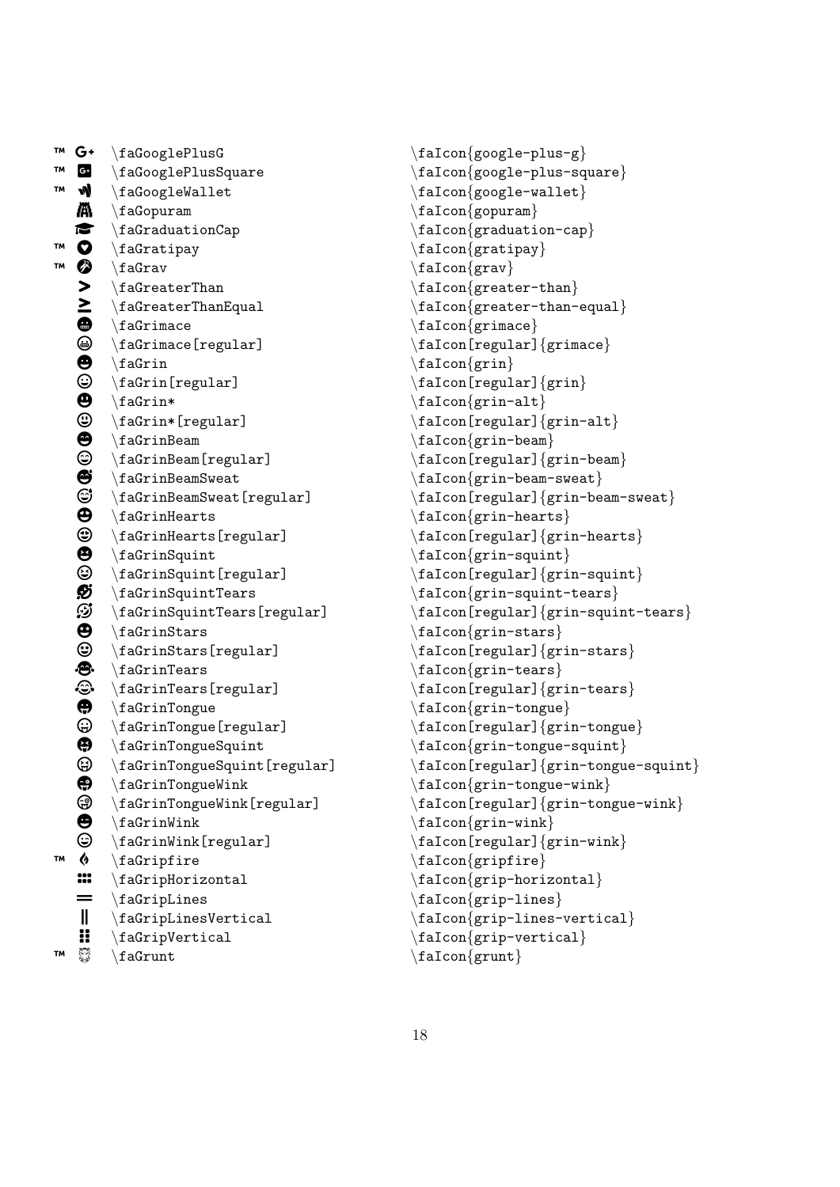| | | | |
|---|---|---|---|
| ™ | | \faGooglePlusG | \faIcon{google-plus-g} |
| ™ | | \faGooglePlusSquare | \faIcon{google-plus-square} |
| ™ | | \faGoogleWallet | \faIcon{google-wallet} |
| | | \faGopuram | \faIcon{gopuram} |
| | | \faGraduationCap | \faIcon{graduation-cap} |
| ™ | | \faGratipay | \faIcon{gratipay} |
| ™ | | \faGrav | \faIcon{grav} |
| | | \faGreaterThan | \faIcon{greater-than} |
| | | \faGreaterThanEqual | \faIcon{greater-than-equal} |
| | | \faGrimace | \faIcon{grimace} |
| | | \faGrimace[regular] | \faIcon[regular]{grimace} |
| | | \faGrin | \faIcon{grin} |
| | | \faGrin[regular] | \faIcon[regular]{grin} |
| | | \faGrin* | \faIcon{grin-alt} |
| | | \faGrin*[regular] | \faIcon[regular]{grin-alt} |
| | | \faGrinBeam | \faIcon{grin-beam} |
| | | \faGrinBeam[regular] | \faIcon[regular]{grin-beam} |
| | | \faGrinBeamSweat | \faIcon{grin-beam-sweat} |
| | | \faGrinBeamSweat[regular] | \faIcon[regular]{grin-beam-sweat} |
| | | \faGrinHearts | \faIcon{grin-hearts} |
| | | \faGrinHearts[regular] | \faIcon[regular]{grin-hearts} |
| | | \faGrinSquint | \faIcon{grin-squint} |
| | | \faGrinSquint[regular] | \faIcon[regular]{grin-squint} |
| | | \faGrinSquintTears | \faIcon{grin-squint-tears} |
| | | \faGrinSquintTears[regular] | \faIcon[regular]{grin-squint-tears} |
| | | \faGrinStars | \faIcon{grin-stars} |
| | | \faGrinStars[regular] | \faIcon[regular]{grin-stars} |
| | | \faGrinTears | \faIcon{grin-tears} |
| | | \faGrinTears[regular] | \faIcon[regular]{grin-tears} |
| | | \faGrinTongue | \faIcon{grin-tongue} |
| | | \faGrinTongue[regular] | \faIcon[regular]{grin-tongue} |
| | | \faGrinTongueSquint | \faIcon{grin-tongue-squint} |
| | | \faGrinTongueSquint[regular] | \faIcon[regular]{grin-tongue-squint} |
| | | \faGrinTongueWink | \faIcon{grin-tongue-wink} |
| | | \faGrinTongueWink[regular] | \faIcon[regular]{grin-tongue-wink} |
| | | \faGrinWink | \faIcon{grin-wink} |
| | | \faGrinWink[regular] | \faIcon[regular]{grin-wink} |
| ™ | | \faGripfire | \faIcon{gripfire} |
| | | \faGripHorizontal | \faIcon{grip-horizontal} |
| | | \faGripLines | \faIcon{grip-lines} |
| | | \faGripLinesVertical | \faIcon{grip-lines-vertical} |
| | | \faGripVertical | \faIcon{grip-vertical} |
| ™ | | \faGrunt | \faIcon{grunt} |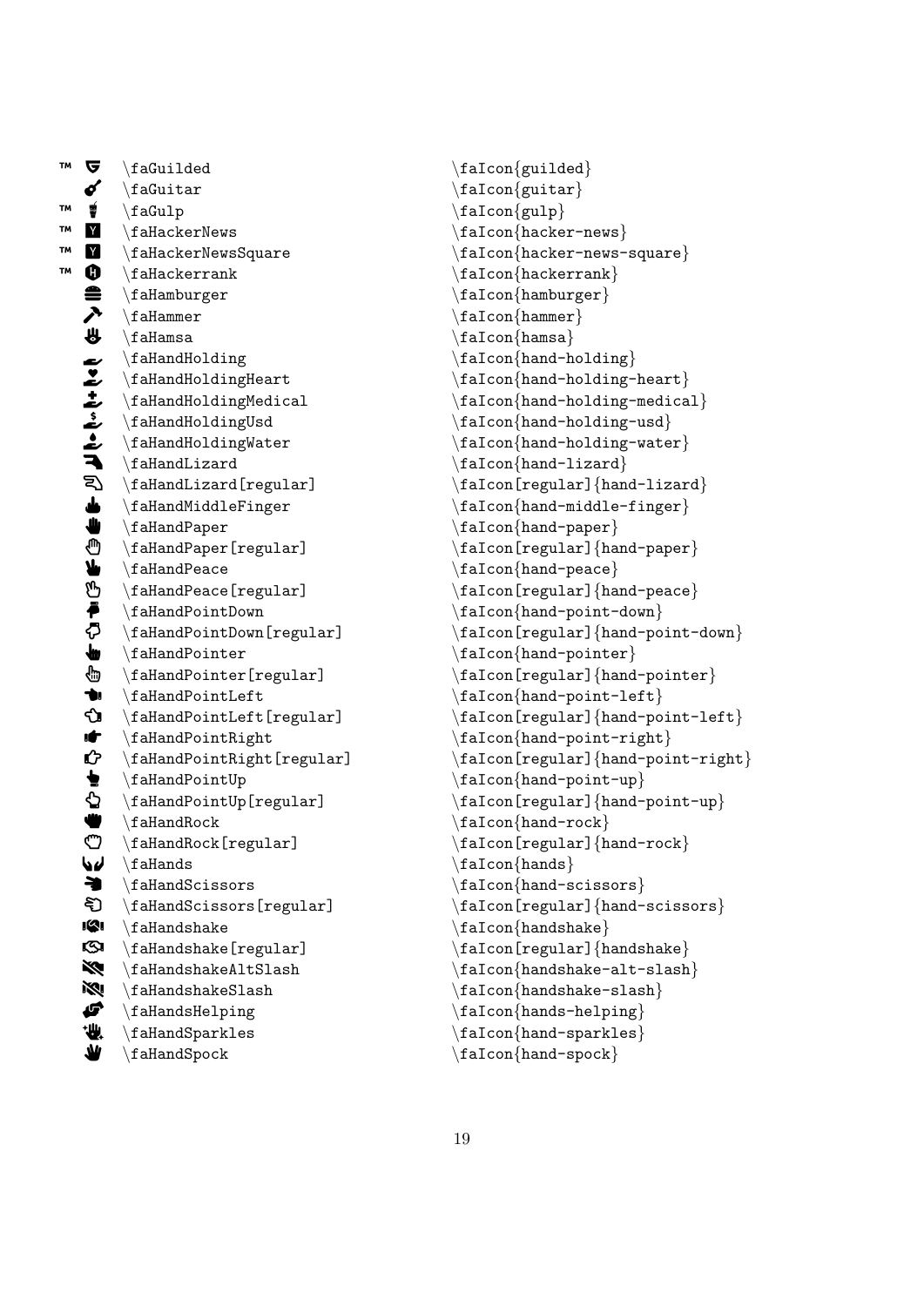| | Command | Icon |
|---|---|---|
| ™ | \faGuilded | \faIcon{guilded} |
| | \faGuitar | \faIcon{guitar} |
| ™ | \faGulp | \faIcon{gulp} |
| ™ | \faHackerNews | \faIcon{hacker-news} |
| ™ | \faHackerNewsSquare | \faIcon{hacker-news-square} |
| ™ | \faHackerrank | \faIcon{hackerrank} |
| | \faHamburger | \faIcon{hamburger} |
| | \faHammer | \faIcon{hammer} |
| | \faHamsa | \faIcon{hamsa} |
| | \faHandHolding | \faIcon{hand-holding} |
| | \faHandHoldingHeart | \faIcon{hand-holding-heart} |
| | \faHandHoldingMedical | \faIcon{hand-holding-medical} |
| | \faHandHoldingUsd | \faIcon{hand-holding-usd} |
| | \faHandHoldingWater | \faIcon{hand-holding-water} |
| | \faHandLizard | \faIcon{hand-lizard} |
| | \faHandLizard[regular] | \faIcon[regular]{hand-lizard} |
| | \faHandMiddleFinger | \faIcon{hand-middle-finger} |
| | \faHandPaper | \faIcon{hand-paper} |
| | \faHandPaper[regular] | \faIcon[regular]{hand-paper} |
| | \faHandPeace | \faIcon{hand-peace} |
| | \faHandPeace[regular] | \faIcon[regular]{hand-peace} |
| | \faHandPointDown | \faIcon{hand-point-down} |
| | \faHandPointDown[regular] | \faIcon[regular]{hand-point-down} |
| | \faHandPointer | \faIcon{hand-pointer} |
| | \faHandPointer[regular] | \faIcon[regular]{hand-pointer} |
| | \faHandPointLeft | \faIcon{hand-point-left} |
| | \faHandPointLeft[regular] | \faIcon[regular]{hand-point-left} |
| | \faHandPointRight | \faIcon{hand-point-right} |
| | \faHandPointRight[regular] | \faIcon[regular]{hand-point-right} |
| | \faHandPointUp | \faIcon{hand-point-up} |
| | \faHandPointUp[regular] | \faIcon[regular]{hand-point-up} |
| | \faHandRock | \faIcon{hand-rock} |
| | \faHandRock[regular] | \faIcon[regular]{hand-rock} |
| | \faHands | \faIcon{hands} |
| | \faHandScissors | \faIcon{hand-scissors} |
| | \faHandScissors[regular] | \faIcon[regular]{hand-scissors} |
| | \faHandshake | \faIcon{handshake} |
| | \faHandshake[regular] | \faIcon[regular]{handshake} |
| | \faHandshakeAltSlash | \faIcon{handshake-alt-slash} |
| | \faHandshakeSlash | \faIcon{handshake-slash} |
| | \faHandsHelping | \faIcon{hands-helping} |
| | \faHandSparkles | \faIcon{hand-sparkles} |
| | \faHandSpock | \faIcon{hand-spock} |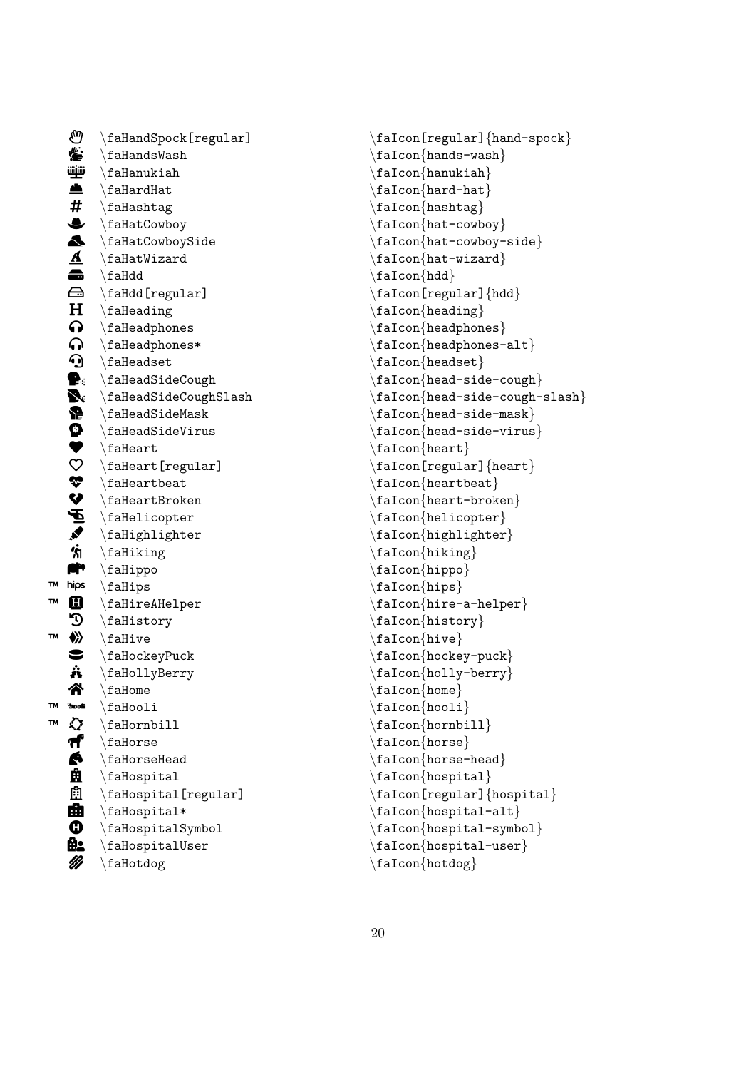| | | |
|---|---|---|
| | \faHandSpock[regular] | \faIcon[regular]{hand-spock} |
| | \faHandsWash | \faIcon{hands-wash} |
| | \faHanukiah | \faIcon{hanukiah} |
| | \faHardHat | \faIcon{hard-hat} |
| | \faHashtag | \faIcon{hashtag} |
| | \faHatCowboy | \faIcon{hat-cowboy} |
| | \faHatCowboySide | \faIcon{hat-cowboy-side} |
| | \faHatWizard | \faIcon{hat-wizard} |
| | \faHdd | \faIcon{hdd} |
| | \faHdd[regular] | \faIcon[regular]{hdd} |
| | \faHeading | \faIcon{heading} |
| | \faHeadphones | \faIcon{headphones} |
| | \faHeadphones* | \faIcon{headphones-alt} |
| | \faHeadset | \faIcon{headset} |
| | \faHeadSideCough | \faIcon{head-side-cough} |
| | \faHeadSideCoughSlash | \faIcon{head-side-cough-slash} |
| | \faHeadSideMask | \faIcon{head-side-mask} |
| | \faHeadSideVirus | \faIcon{head-side-virus} |
| | \faHeart | \faIcon{heart} |
| | \faHeart[regular] | \faIcon[regular]{heart} |
| | \faHeartbeat | \faIcon{heartbeat} |
| | \faHeartBroken | \faIcon{heart-broken} |
| | \faHelicopter | \faIcon{helicopter} |
| | \faHighlighter | \faIcon{highlighter} |
| | \faHiking | \faIcon{hiking} |
| | \faHippo | \faIcon{hippo} |
| ™ | \faHips | \faIcon{hips} |
| ™ | \faHireAHelper | \faIcon{hire-a-helper} |
| | \faHistory | \faIcon{history} |
| ™ | \faHive | \faIcon{hive} |
| | \faHockeyPuck | \faIcon{hockey-puck} |
| | \faHollyBerry | \faIcon{holly-berry} |
| | \faHome | \faIcon{home} |
| ™ | \faHooli | \faIcon{hooli} |
| ™ | \faHornbill | \faIcon{hornbill} |
| | \faHorse | \faIcon{horse} |
| | \faHorseHead | \faIcon{horse-head} |
| | \faHospital | \faIcon{hospital} |
| | \faHospital[regular] | \faIcon[regular]{hospital} |
| | \faHospital* | \faIcon{hospital-alt} |
| | \faHospitalSymbol | \faIcon{hospital-symbol} |
| | \faHospitalUser | \faIcon{hospital-user} |
| | \faHotdog | \faIcon{hotdog} |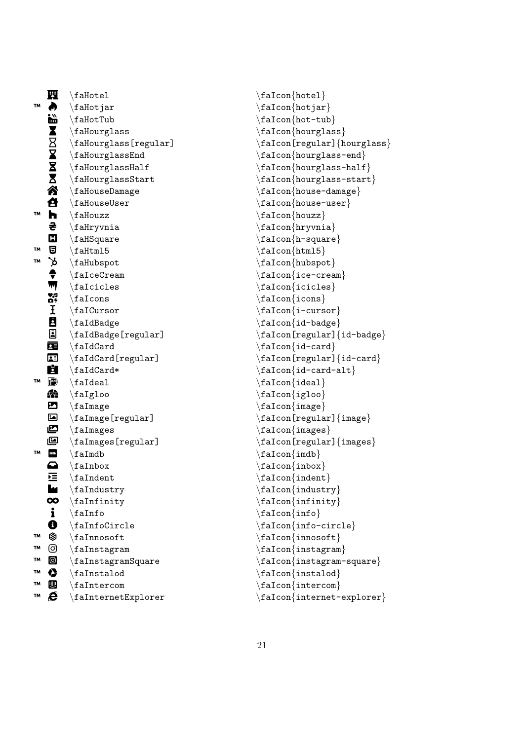| | | | |
|---|---|---|---|
| | | \faHotel | \faIcon{hotel} |
| ™ | | \faHotjar | \faIcon{hotjar} |
| | | \faHotTub | \faIcon{hot-tub} |
| | | \faHourglass | \faIcon{hourglass} |
| | | \faHourglass[regular] | \faIcon[regular]{hourglass} |
| | | \faHourglassEnd | \faIcon{hourglass-end} |
| | | \faHourglassHalf | \faIcon{hourglass-half} |
| | | \faHourglassStart | \faIcon{hourglass-start} |
| | | \faHouseDamage | \faIcon{house-damage} |
| | | \faHouseUser | \faIcon{house-user} |
| ™ | | \faHouzz | \faIcon{houzz} |
| | | \faHryvnia | \faIcon{hryvnia} |
| | | \faHSquare | \faIcon{h-square} |
| ™ | | \faHtml5 | \faIcon{html5} |
| ™ | | \faHubspot | \faIcon{hubspot} |
| | | \faIceCream | \faIcon{ice-cream} |
| | | \faIcicles | \faIcon{icicles} |
| | | \faIcons | \faIcon{icons} |
| | | \faICursor | \faIcon{i-cursor} |
| | | \faIdBadge | \faIcon{id-badge} |
| | | \faIdBadge[regular] | \faIcon[regular]{id-badge} |
| | | \faIdCard | \faIcon{id-card} |
| | | \faIdCard[regular] | \faIcon[regular]{id-card} |
| | | \faIdCard* | \faIcon{id-card-alt} |
| ™ | | \faIdeal | \faIcon{ideal} |
| | | \faIgloo | \faIcon{igloo} |
| | | \faImage | \faIcon{image} |
| | | \faImage[regular] | \faIcon[regular]{image} |
| | | \faImages | \faIcon{images} |
| | | \faImages[regular] | \faIcon[regular]{images} |
| ™ | | \faImdb | \faIcon{imdb} |
| | | \faInbox | \faIcon{inbox} |
| | | \faIndent | \faIcon{indent} |
| | | \faIndustry | \faIcon{industry} |
| | | \faInfinity | \faIcon{infinity} |
| | | \faInfo | \faIcon{info} |
| | | \faInfoCircle | \faIcon{info-circle} |
| ™ | | \faInnosoft | \faIcon{innosoft} |
| ™ | | \faInstagram | \faIcon{instagram} |
| ™ | | \faInstagramSquare | \faIcon{instagram-square} |
| ™ | | \faInstalod | \faIcon{instalod} |
| ™ | | \faIntercom | \faIcon{intercom} |
| ™ | | \faInternetExplorer | \faIcon{internet-explorer} |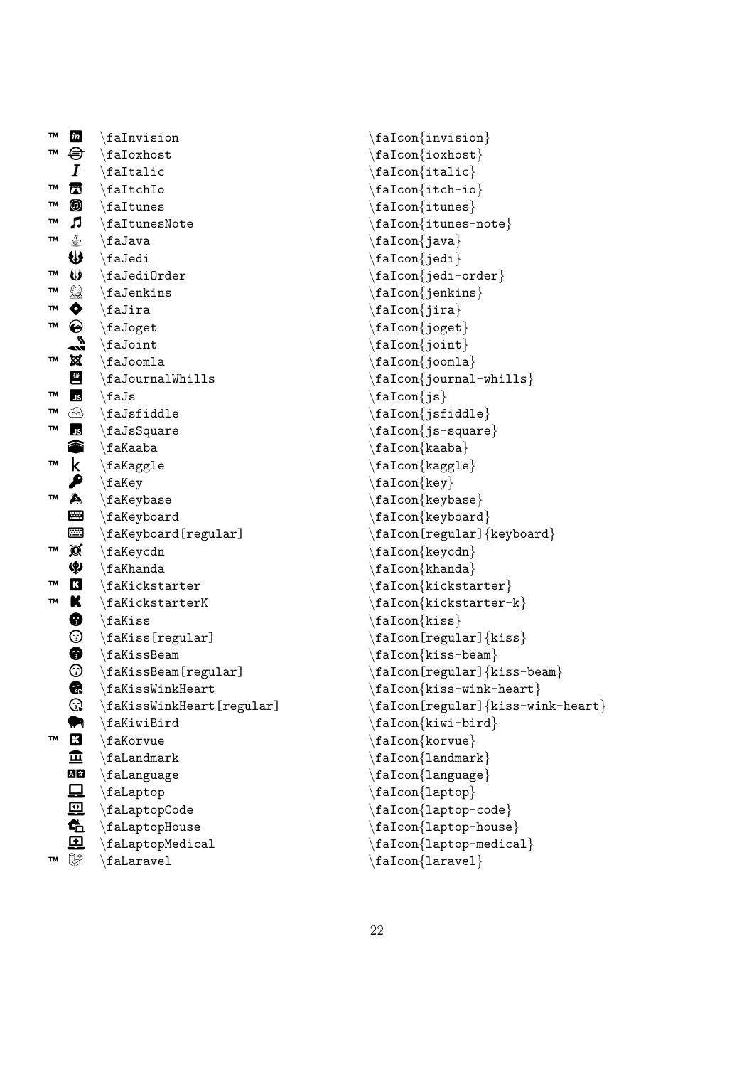| | | | |
|---|---|---|---|
| ™ | | \faInvision | \faIcon{invision} |
| ™ | | \faIoxhost | \faIcon{ioxhost} |
| | | \faItalic | \faIcon{italic} |
| ™ | | \faItchIo | \faIcon{itch-io} |
| ™ | | \faItunes | \faIcon{itunes} |
| ™ | | \faItunesNote | \faIcon{itunes-note} |
| ™ | | \faJava | \faIcon{java} |
| | | \faJedi | \faIcon{jedi} |
| ™ | | \faJediOrder | \faIcon{jedi-order} |
| ™ | | \faJenkins | \faIcon{jenkins} |
| ™ | | \faJira | \faIcon{jira} |
| ™ | | \faJoget | \faIcon{joget} |
| | | \faJoint | \faIcon{joint} |
| ™ | | \faJoomla | \faIcon{joomla} |
| | | \faJournalWhills | \faIcon{journal-whills} |
| ™ | | \faJs | \faIcon{js} |
| ™ | | \faJsfiddle | \faIcon{jsfiddle} |
| ™ | | \faJsSquare | \faIcon{js-square} |
| | | \faKaaba | \faIcon{kaaba} |
| ™ | | \faKaggle | \faIcon{kaggle} |
| | | \faKey | \faIcon{key} |
| ™ | | \faKeybase | \faIcon{keybase} |
| | | \faKeyboard | \faIcon{keyboard} |
| | | \faKeyboard[regular] | \faIcon[regular]{keyboard} |
| ™ | | \faKeycdn | \faIcon{keycdn} |
| | | \faKhanda | \faIcon{khanda} |
| ™ | | \faKickstarter | \faIcon{kickstarter} |
| ™ | | \faKickstarterK | \faIcon{kickstarter-k} |
| | | \faKiss | \faIcon{kiss} |
| | | \faKiss[regular] | \faIcon[regular]{kiss} |
| | | \faKissBeam | \faIcon{kiss-beam} |
| | | \faKissBeam[regular] | \faIcon[regular]{kiss-beam} |
| | | \faKissWinkHeart | \faIcon{kiss-wink-heart} |
| | | \faKissWinkHeart[regular] | \faIcon[regular]{kiss-wink-heart} |
| | | \faKiwiBird | \faIcon{kiwi-bird} |
| ™ | | \faKorvue | \faIcon{korvue} |
| | | \faLandmark | \faIcon{landmark} |
| | | \faLanguage | \faIcon{language} |
| | | \faLaptop | \faIcon{laptop} |
| | | \faLaptopCode | \faIcon{laptop-code} |
| | | \faLaptopHouse | \faIcon{laptop-house} |
| | | \faLaptopMedical | \faIcon{laptop-medical} |
| ™ | | \faLaravel | \faIcon{laravel} |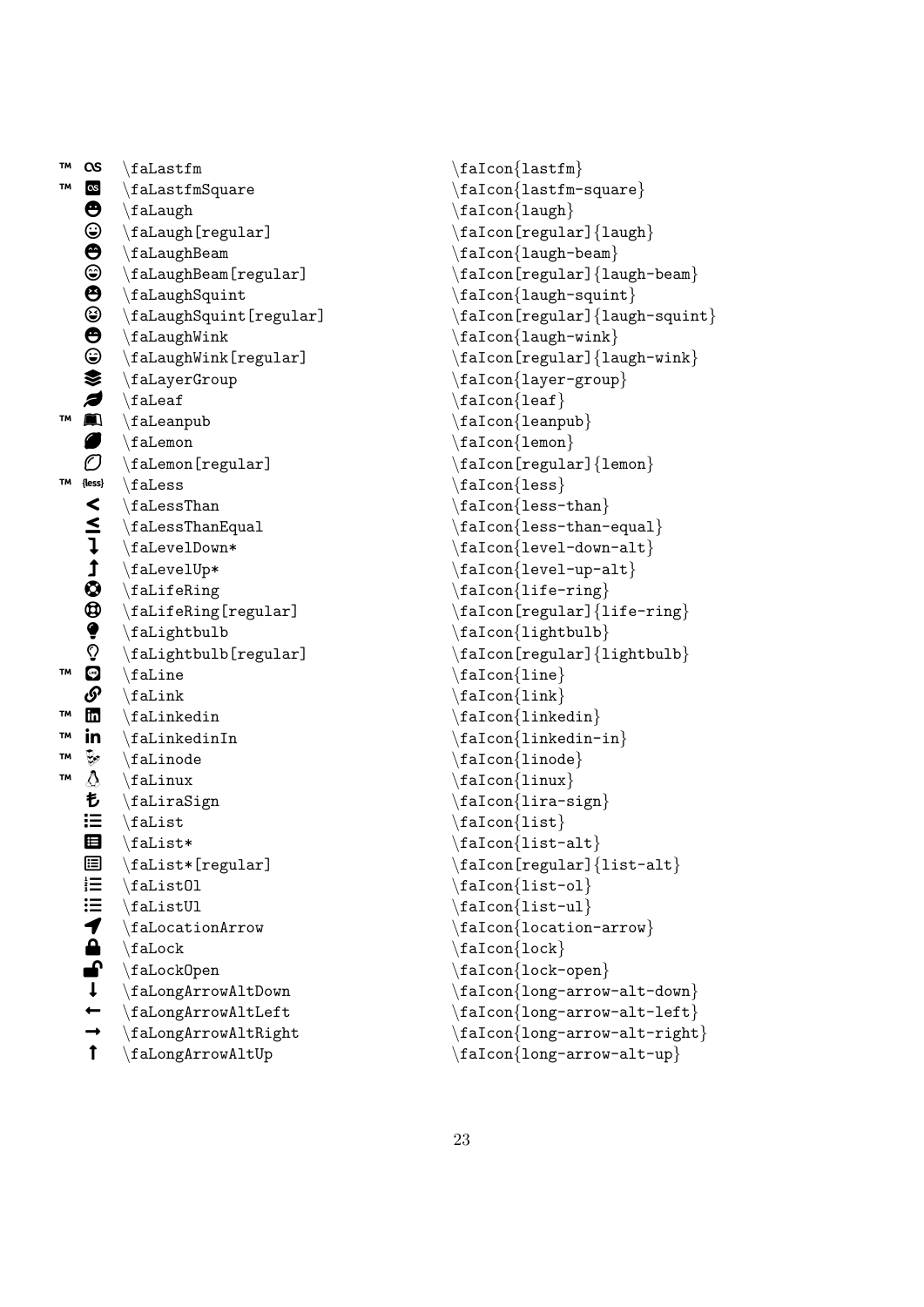| | | | |
|---|---|---|---|
| ™ | | \faLastfm | \faIcon{lastfm} |
| ™ | | \faLastfmSquare | \faIcon{lastfm-square} |
| | | \faLaugh | \faIcon{laugh} |
| | | \faLaugh[regular] | \faIcon[regular]{laugh} |
| | | \faLaughBeam | \faIcon{laugh-beam} |
| | | \faLaughBeam[regular] | \faIcon[regular]{laugh-beam} |
| | | \faLaughSquint | \faIcon{laugh-squint} |
| | | \faLaughSquint[regular] | \faIcon[regular]{laugh-squint} |
| | | \faLaughWink | \faIcon{laugh-wink} |
| | | \faLaughWink[regular] | \faIcon[regular]{laugh-wink} |
| | | \faLayerGroup | \faIcon{layer-group} |
| | | \faLeaf | \faIcon{leaf} |
| ™ | | \faLeanpub | \faIcon{leanpub} |
| | | \faLemon | \faIcon{lemon} |
| | | \faLemon[regular] | \faIcon[regular]{lemon} |
| ™ | {less} | \faLess | \faIcon{less} |
| | < | \faLessThan | \faIcon{less-than} |
| | ≤ | \faLessThanEqual | \faIcon{less-than-equal} |
| | | \faLevelDown* | \faIcon{level-down-alt} |
| | | \faLevelUp* | \faIcon{level-up-alt} |
| | | \faLifeRing | \faIcon{life-ring} |
| | | \faLifeRing[regular] | \faIcon[regular]{life-ring} |
| | | \faLightbulb | \faIcon{lightbulb} |
| | | \faLightbulb[regular] | \faIcon[regular]{lightbulb} |
| ™ | | \faLine | \faIcon{line} |
| | | \faLink | \faIcon{link} |
| ™ | | \faLinkedin | \faIcon{linkedin} |
| ™ | in | \faLinkedinIn | \faIcon{linkedin-in} |
| ™ | | \faLinode | \faIcon{linode} |
| ™ | | \faLinux | \faIcon{linux} |
| | ₺ | \faLiraSign | \faIcon{lira-sign} |
| | | \faList | \faIcon{list} |
| | | \faList* | \faIcon{list-alt} |
| | | \faList*[regular] | \faIcon[regular]{list-alt} |
| | | \faListOl | \faIcon{list-ol} |
| | | \faListUl | \faIcon{list-ul} |
| | | \faLocationArrow | \faIcon{location-arrow} |
| | | \faLock | \faIcon{lock} |
| | | \faLockOpen | \faIcon{lock-open} |
| | ↓ | \faLongArrowAltDown | \faIcon{long-arrow-alt-down} |
| | ← | \faLongArrowAltLeft | \faIcon{long-arrow-alt-left} |
| | → | \faLongArrowAltRight | \faIcon{long-arrow-alt-right} |
| | ↑ | \faLongArrowAltUp | \faIcon{long-arrow-alt-up} |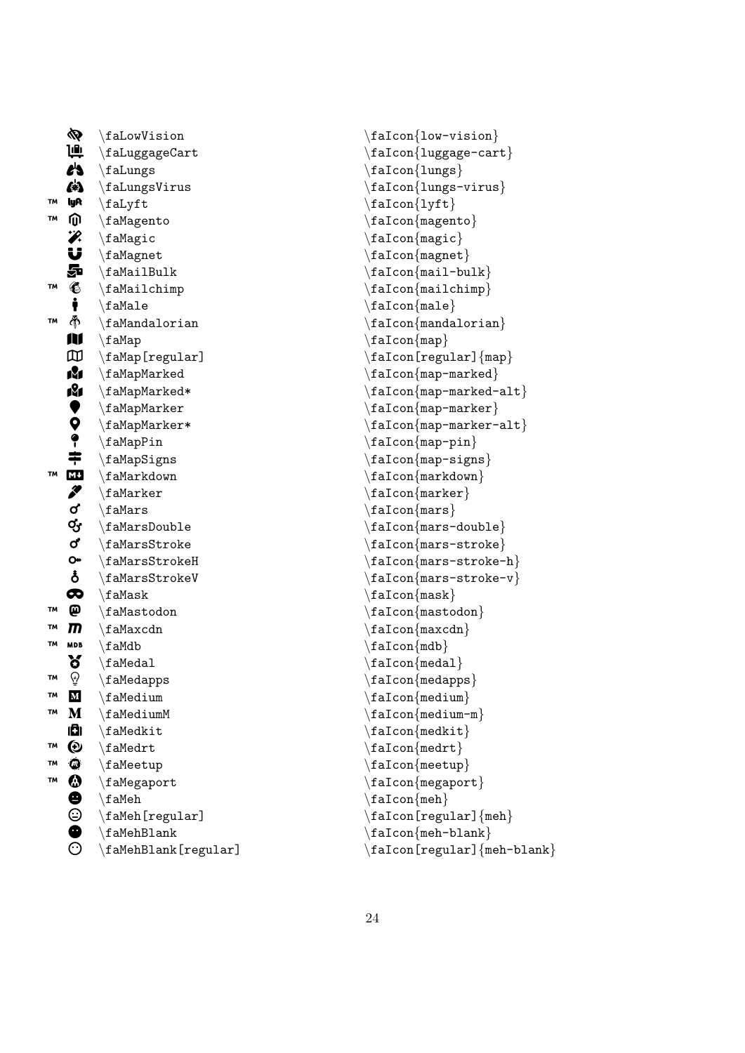| | | |
|---|---|---|
| | \faLowVision | \faIcon{low-vision} |
| | \faLuggageCart | \faIcon{luggage-cart} |
| | \faLungs | \faIcon{lungs} |
| | \faLungsVirus | \faIcon{lungs-virus} |
| ™ | \faLyft | \faIcon{lyft} |
| ™ | \faMagento | \faIcon{magento} |
| | \faMagic | \faIcon{magic} |
| | \faMagnet | \faIcon{magnet} |
| | \faMailBulk | \faIcon{mail-bulk} |
| ™ | \faMailchimp | \faIcon{mailchimp} |
| | \faMale | \faIcon{male} |
| ™ | \faMandalorian | \faIcon{mandalorian} |
| | \faMap | \faIcon{map} |
| | \faMap[regular] | \faIcon[regular]{map} |
| | \faMapMarked | \faIcon{map-marked} |
| | \faMapMarked* | \faIcon{map-marked-alt} |
| | \faMapMarker | \faIcon{map-marker} |
| | \faMapMarker* | \faIcon{map-marker-alt} |
| | \faMapPin | \faIcon{map-pin} |
| | \faMapSigns | \faIcon{map-signs} |
| ™ | \faMarkdown | \faIcon{markdown} |
| | \faMarker | \faIcon{marker} |
| | \faMars | \faIcon{mars} |
| | \faMarsDouble | \faIcon{mars-double} |
| | \faMarsStroke | \faIcon{mars-stroke} |
| | \faMarsStrokeH | \faIcon{mars-stroke-h} |
| | \faMarsStrokeV | \faIcon{mars-stroke-v} |
| | \faMask | \faIcon{mask} |
| ™ | \faMastodon | \faIcon{mastodon} |
| ™ | \faMaxcdn | \faIcon{maxcdn} |
| ™ | \faMdb | \faIcon{mdb} |
| | \faMedal | \faIcon{medal} |
| ™ | \faMedapps | \faIcon{medapps} |
| ™ | \faMedium | \faIcon{medium} |
| ™ | \faMediumM | \faIcon{medium-m} |
| | \faMedkit | \faIcon{medkit} |
| ™ | \faMedrt | \faIcon{medrt} |
| ™ | \faMeetup | \faIcon{meetup} |
| ™ | \faMegaport | \faIcon{megaport} |
| | \faMeh | \faIcon{meh} |
| | \faMeh[regular] | \faIcon[regular]{meh} |
| | \faMehBlank | \faIcon{meh-blank} |
| | \faMehBlank[regular] | \faIcon[regular]{meh-blank} |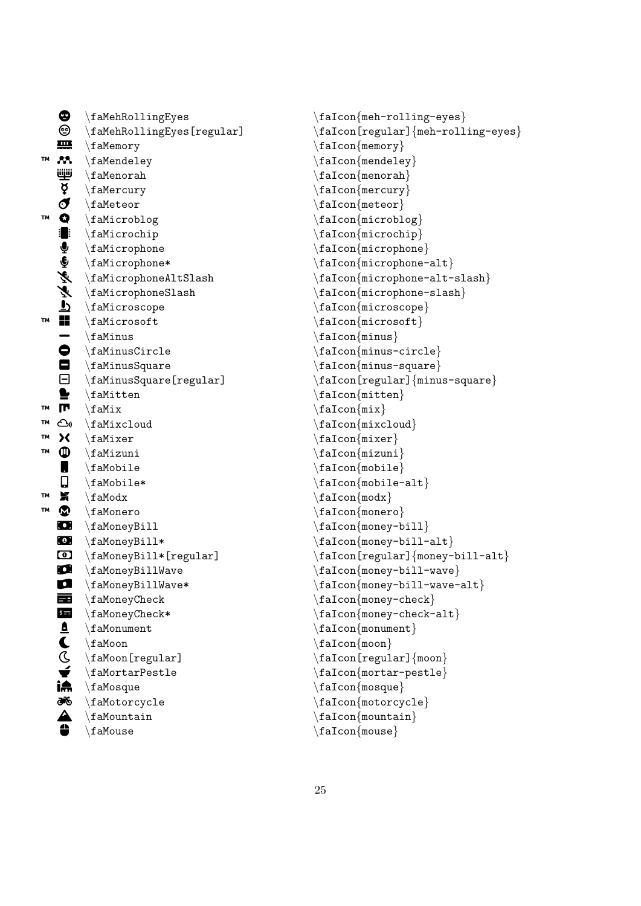| | | |
|---|---|---|
| | \faMehRollingEyes | \faIcon{meh-rolling-eyes} |
| | \faMehRollingEyes[regular] | \faIcon[regular]{meh-rolling-eyes} |
| | \faMemory | \faIcon{memory} |
| ™ | \faMendeley | \faIcon{mendeley} |
| | \faMenorah | \faIcon{menorah} |
| | \faMercury | \faIcon{mercury} |
| | \faMeteor | \faIcon{meteor} |
| ™ | \faMicroblog | \faIcon{microblog} |
| | \faMicrochip | \faIcon{microchip} |
| | \faMicrophone | \faIcon{microphone} |
| | \faMicrophone* | \faIcon{microphone-alt} |
| | \faMicrophoneAltSlash | \faIcon{microphone-alt-slash} |
| | \faMicrophoneSlash | \faIcon{microphone-slash} |
| | \faMicroscope | \faIcon{microscope} |
| ™ | \faMicrosoft | \faIcon{microsoft} |
| | \faMinus | \faIcon{minus} |
| | \faMinusCircle | \faIcon{minus-circle} |
| | \faMinusSquare | \faIcon{minus-square} |
| | \faMinusSquare[regular] | \faIcon[regular]{minus-square} |
| | \faMitten | \faIcon{mitten} |
| ™ | \faMix | \faIcon{mix} |
| ™ | \faMixcloud | \faIcon{mixcloud} |
| ™ | \faMixer | \faIcon{mixer} |
| ™ | \faMizuni | \faIcon{mizuni} |
| | \faMobile | \faIcon{mobile} |
| | \faMobile* | \faIcon{mobile-alt} |
| ™ | \faModx | \faIcon{modx} |
| ™ | \faMonero | \faIcon{monero} |
| | \faMoneyBill | \faIcon{money-bill} |
| | \faMoneyBill* | \faIcon{money-bill-alt} |
| | \faMoneyBill*[regular] | \faIcon[regular]{money-bill-alt} |
| | \faMoneyBillWave | \faIcon{money-bill-wave} |
| | \faMoneyBillWave* | \faIcon{money-bill-wave-alt} |
| | \faMoneyCheck | \faIcon{money-check} |
| | \faMoneyCheck* | \faIcon{money-check-alt} |
| | \faMonument | \faIcon{monument} |
| | \faMoon | \faIcon{moon} |
| | \faMoon[regular] | \faIcon[regular]{moon} |
| | \faMortarPestle | \faIcon{mortar-pestle} |
| | \faMosque | \faIcon{mosque} |
| | \faMotorcycle | \faIcon{motorcycle} |
| | \faMountain | \faIcon{mountain} |
| | \faMouse | \faIcon{mouse} |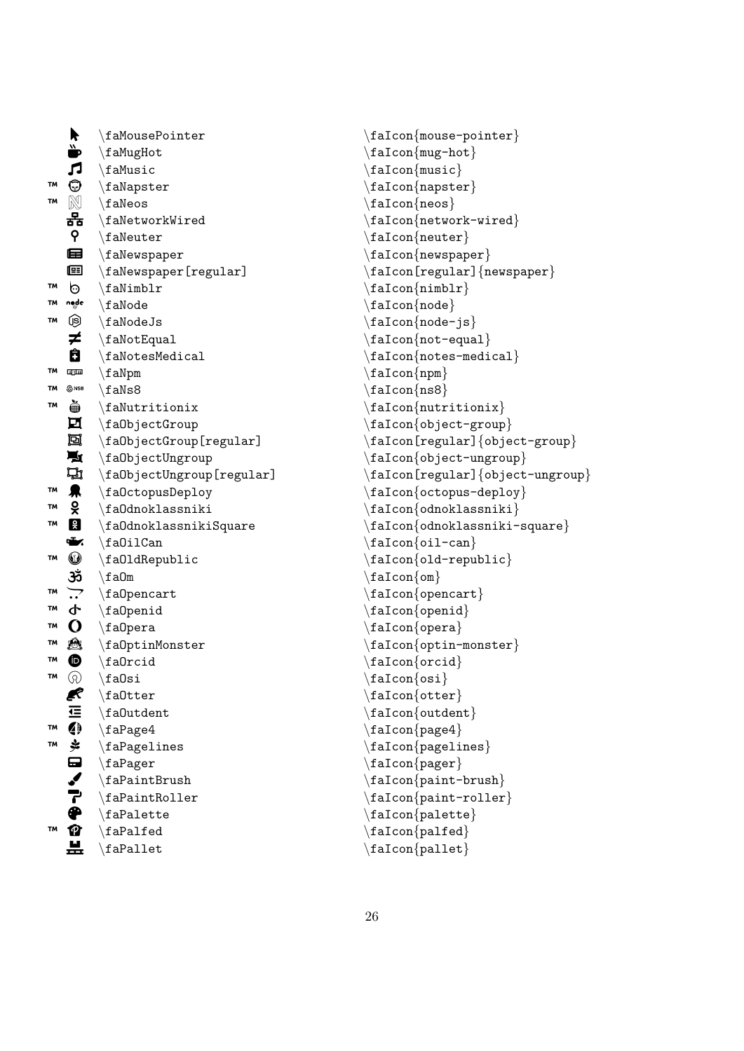| | | |
|---|---|---|
| | \faMousePointer | \faIcon{mouse-pointer} |
| | \faMugHot | \faIcon{mug-hot} |
| | \faMusic | \faIcon{music} |
| ™ | \faNapster | \faIcon{napster} |
| ™ | \faNeos | \faIcon{neos} |
| | \faNetworkWired | \faIcon{network-wired} |
| | \faNeuter | \faIcon{neuter} |
| | \faNewspaper | \faIcon{newspaper} |
| | \faNewspaper[regular] | \faIcon[regular]{newspaper} |
| ™ | \faNimblr | \faIcon{nimblr} |
| ™ | \faNode | \faIcon{node} |
| ™ | \faNodeJs | \faIcon{node-js} |
| | \faNotEqual | \faIcon{not-equal} |
| | \faNotesMedical | \faIcon{notes-medical} |
| ™ | \faNpm | \faIcon{npm} |
| ™ | \faNs8 | \faIcon{ns8} |
| ™ | \faNutritionix | \faIcon{nutritionix} |
| | \faObjectGroup | \faIcon{object-group} |
| | \faObjectGroup[regular] | \faIcon[regular]{object-group} |
| | \faObjectUngroup | \faIcon{object-ungroup} |
| | \faObjectUngroup[regular] | \faIcon[regular]{object-ungroup} |
| ™ | \faOctopusDeploy | \faIcon{octopus-deploy} |
| ™ | \faOdnoklassniki | \faIcon{odnoklassniki} |
| ™ | \faOdnoklassnikiSquare | \faIcon{odnoklassniki-square} |
| | \faOilCan | \faIcon{oil-can} |
| ™ | \faOldRepublic | \faIcon{old-republic} |
| | \faOm | \faIcon{om} |
| ™ | \faOpencart | \faIcon{opencart} |
| ™ | \faOpenid | \faIcon{openid} |
| ™ | \faOpera | \faIcon{opera} |
| ™ | \faOptinMonster | \faIcon{optin-monster} |
| ™ | \faOrcid | \faIcon{orcid} |
| ™ | \faOsi | \faIcon{osi} |
| | \faOtter | \faIcon{otter} |
| | \faOutdent | \faIcon{outdent} |
| ™ | \faPage4 | \faIcon{page4} |
| ™ | \faPagelines | \faIcon{pagelines} |
| | \faPager | \faIcon{pager} |
| | \faPaintBrush | \faIcon{paint-brush} |
| | \faPaintRoller | \faIcon{paint-roller} |
| | \faPalette | \faIcon{palette} |
| ™ | \faPalfed | \faIcon{palfed} |
| | \faPallet | \faIcon{pallet} |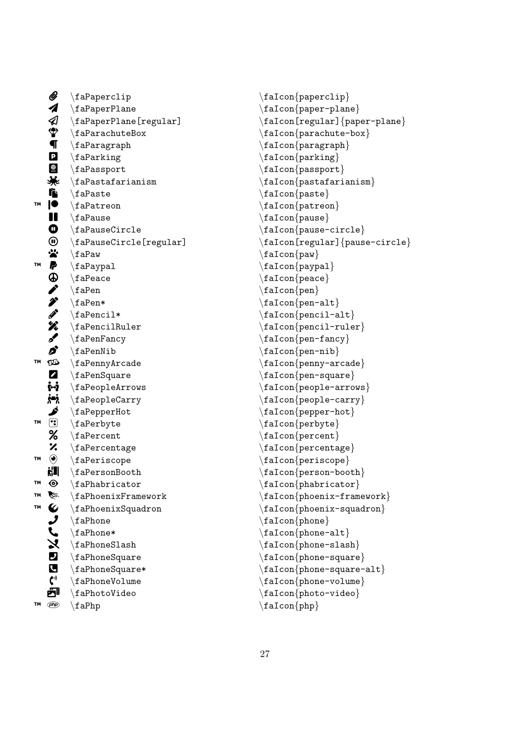| | | |
|---|---|---|
| | \faPaperclip | \faIcon{paperclip} |
| | \faPaperPlane | \faIcon{paper-plane} |
| | \faPaperPlane[regular] | \faIcon[regular]{paper-plane} |
| | \faParachuteBox | \faIcon{parachute-box} |
| | \faParagraph | \faIcon{paragraph} |
| | \faParking | \faIcon{parking} |
| | \faPassport | \faIcon{passport} |
| | \faPastafarianism | \faIcon{pastafarianism} |
| | \faPaste | \faIcon{paste} |
| ™ | \faPatreon | \faIcon{patreon} |
| | \faPause | \faIcon{pause} |
| | \faPauseCircle | \faIcon{pause-circle} |
| | \faPauseCircle[regular] | \faIcon[regular]{pause-circle} |
| | \faPaw | \faIcon{paw} |
| ™ | \faPaypal | \faIcon{paypal} |
| | \faPeace | \faIcon{peace} |
| | \faPen | \faIcon{pen} |
| | \faPen* | \faIcon{pen-alt} |
| | \faPencil* | \faIcon{pencil-alt} |
| | \faPencilRuler | \faIcon{pencil-ruler} |
| | \faPenFancy | \faIcon{pen-fancy} |
| | \faPenNib | \faIcon{pen-nib} |
| ™ | \faPennyArcade | \faIcon{penny-arcade} |
| | \faPenSquare | \faIcon{pen-square} |
| | \faPeopleArrows | \faIcon{people-arrows} |
| | \faPeopleCarry | \faIcon{people-carry} |
| | \faPepperHot | \faIcon{pepper-hot} |
| ™ | \faPerbyte | \faIcon{perbyte} |
| | \faPercent | \faIcon{percent} |
| | \faPercentage | \faIcon{percentage} |
| ™ | \faPeriscope | \faIcon{periscope} |
| | \faPersonBooth | \faIcon{person-booth} |
| ™ | \faPhabricator | \faIcon{phabricator} |
| ™ | \faPhoenixFramework | \faIcon{phoenix-framework} |
| ™ | \faPhoenixSquadron | \faIcon{phoenix-squadron} |
| | \faPhone | \faIcon{phone} |
| | \faPhone* | \faIcon{phone-alt} |
| | \faPhoneSlash | \faIcon{phone-slash} |
| | \faPhoneSquare | \faIcon{phone-square} |
| | \faPhoneSquare* | \faIcon{phone-square-alt} |
| | \faPhoneVolume | \faIcon{phone-volume} |
| | \faPhotoVideo | \faIcon{photo-video} |
| ™ | \faPhp | \faIcon{php} |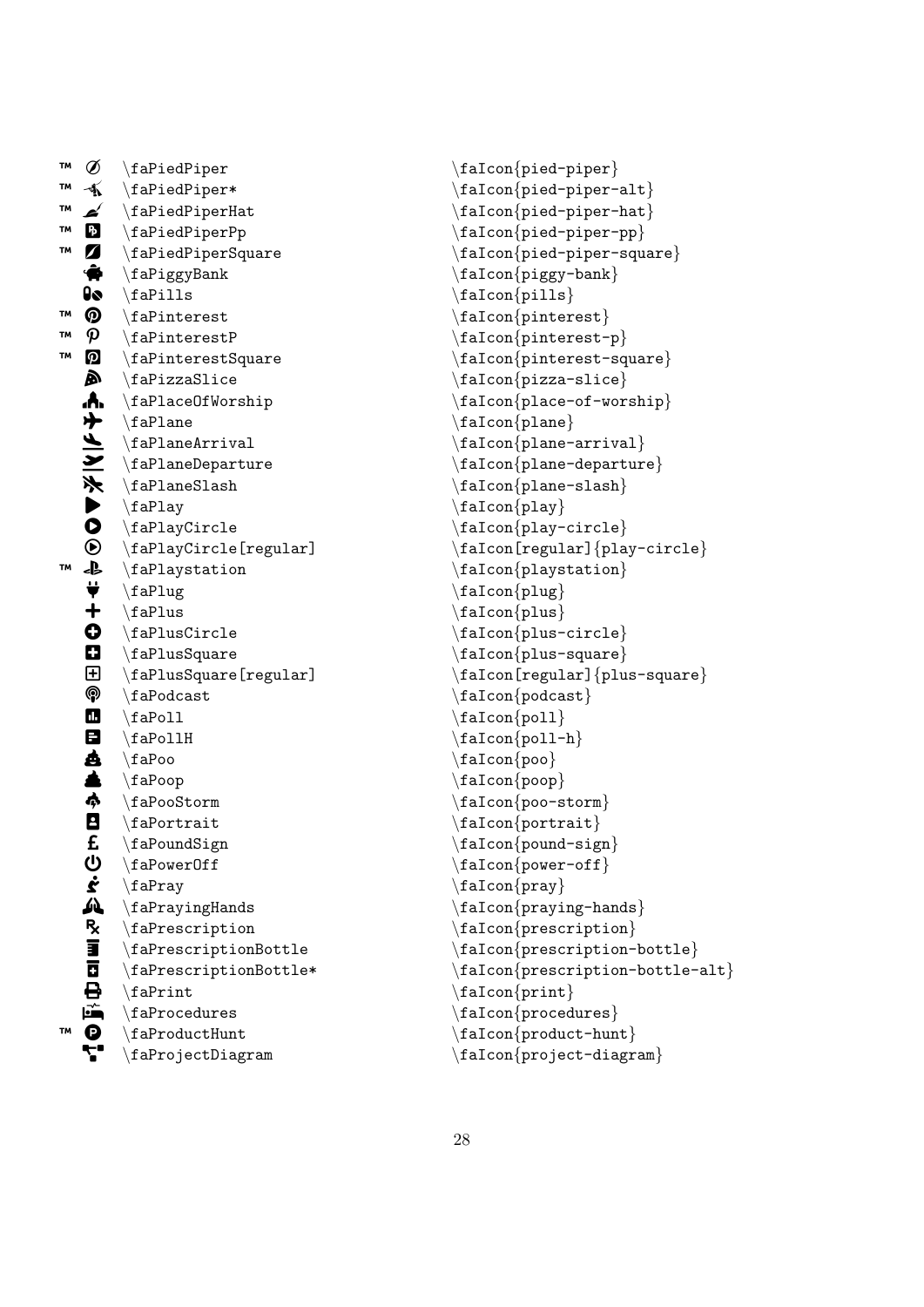| | | | |
|---|---|---|---|
| ™ | | \faPiedPiper | \faIcon{pied-piper} |
| ™ | | \faPiedPiper* | \faIcon{pied-piper-alt} |
| ™ | | \faPiedPiperHat | \faIcon{pied-piper-hat} |
| ™ | | \faPiedPiperPp | \faIcon{pied-piper-pp} |
| ™ | | \faPiedPiperSquare | \faIcon{pied-piper-square} |
| | | \faPiggyBank | \faIcon{piggy-bank} |
| | | \faPills | \faIcon{pills} |
| ™ | | \faPinterest | \faIcon{pinterest} |
| ™ | | \faPinterestP | \faIcon{pinterest-p} |
| ™ | | \faPinterestSquare | \faIcon{pinterest-square} |
| | | \faPizzaSlice | \faIcon{pizza-slice} |
| | | \faPlaceOfWorship | \faIcon{place-of-worship} |
| | | \faPlane | \faIcon{plane} |
| | | \faPlaneArrival | \faIcon{plane-arrival} |
| | | \faPlaneDeparture | \faIcon{plane-departure} |
| | | \faPlaneSlash | \faIcon{plane-slash} |
| | | \faPlay | \faIcon{play} |
| | | \faPlayCircle | \faIcon{play-circle} |
| | | \faPlayCircle[regular] | \faIcon[regular]{play-circle} |
| ™ | | \faPlaystation | \faIcon{playstation} |
| | | \faPlug | \faIcon{plug} |
| | | \faPlus | \faIcon{plus} |
| | | \faPlusCircle | \faIcon{plus-circle} |
| | | \faPlusSquare | \faIcon{plus-square} |
| | | \faPlusSquare[regular] | \faIcon[regular]{plus-square} |
| | | \faPodcast | \faIcon{podcast} |
| | | \faPoll | \faIcon{poll} |
| | | \faPollH | \faIcon{poll-h} |
| | | \faPoo | \faIcon{poo} |
| | | \faPoop | \faIcon{poop} |
| | | \faPooStorm | \faIcon{poo-storm} |
| | | \faPortrait | \faIcon{portrait} |
| | | \faPoundSign | \faIcon{pound-sign} |
| | | \faPowerOff | \faIcon{power-off} |
| | | \faPray | \faIcon{pray} |
| | | \faPrayingHands | \faIcon{praying-hands} |
| | | \faPrescription | \faIcon{prescription} |
| | | \faPrescriptionBottle | \faIcon{prescription-bottle} |
| | | \faPrescriptionBottle* | \faIcon{prescription-bottle-alt} |
| | | \faPrint | \faIcon{print} |
| | | \faProcedures | \faIcon{procedures} |
| ™ | | \faProductHunt | \faIcon{product-hunt} |
| | | \faProjectDiagram | \faIcon{project-diagram} |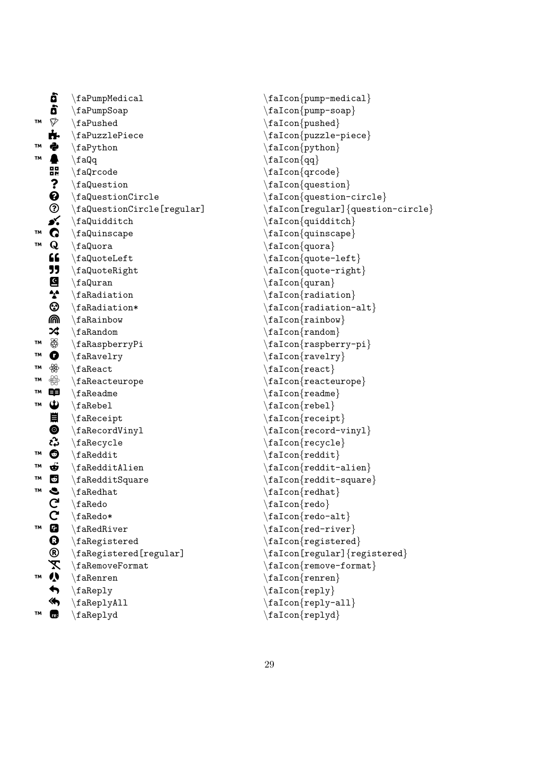| | | | |
|---|---|---|---|
| | | \faPumpMedical | \faIcon{pump-medical} |
| | | \faPumpSoap | \faIcon{pump-soap} |
| ™ | | \faPushed | \faIcon{pushed} |
| | | \faPuzzlePiece | \faIcon{puzzle-piece} |
| ™ | | \faPython | \faIcon{python} |
| ™ | | \faQq | \faIcon{qq} |
| | | \faQrcode | \faIcon{qrcode} |
| | | \faQuestion | \faIcon{question} |
| | | \faQuestionCircle | \faIcon{question-circle} |
| | | \faQuestionCircle[regular] | \faIcon[regular]{question-circle} |
| | | \faQuidditch | \faIcon{quidditch} |
| ™ | | \faQuinscape | \faIcon{quinscape} |
| ™ | | \faQuora | \faIcon{quora} |
| | | \faQuoteLeft | \faIcon{quote-left} |
| | | \faQuoteRight | \faIcon{quote-right} |
| | | \faQuran | \faIcon{quran} |
| | | \faRadiation | \faIcon{radiation} |
| | | \faRadiation* | \faIcon{radiation-alt} |
| | | \faRainbow | \faIcon{rainbow} |
| | | \faRandom | \faIcon{random} |
| ™ | | \faRaspberryPi | \faIcon{raspberry-pi} |
| ™ | | \faRavelry | \faIcon{ravelry} |
| ™ | | \faReact | \faIcon{react} |
| ™ | | \faReacteurope | \faIcon{reacteurope} |
| ™ | | \faReadme | \faIcon{readme} |
| ™ | | \faRebel | \faIcon{rebel} |
| | | \faReceipt | \faIcon{receipt} |
| | | \faRecordVinyl | \faIcon{record-vinyl} |
| | | \faRecycle | \faIcon{recycle} |
| ™ | | \faReddit | \faIcon{reddit} |
| ™ | | \faRedditAlien | \faIcon{reddit-alien} |
| ™ | | \faRedditSquare | \faIcon{reddit-square} |
| ™ | | \faRedhat | \faIcon{redhat} |
| | | \faRedo | \faIcon{redo} |
| | | \faRedo* | \faIcon{redo-alt} |
| ™ | | \faRedRiver | \faIcon{red-river} |
| | | \faRegistered | \faIcon{registered} |
| | | \faRegistered[regular] | \faIcon[regular]{registered} |
| | | \faRemoveFormat | \faIcon{remove-format} |
| ™ | | \faRenren | \faIcon{renren} |
| | | \faReply | \faIcon{reply} |
| | | \faReplyAll | \faIcon{reply-all} |
| ™ | | \faReplyd | \faIcon{replyd} |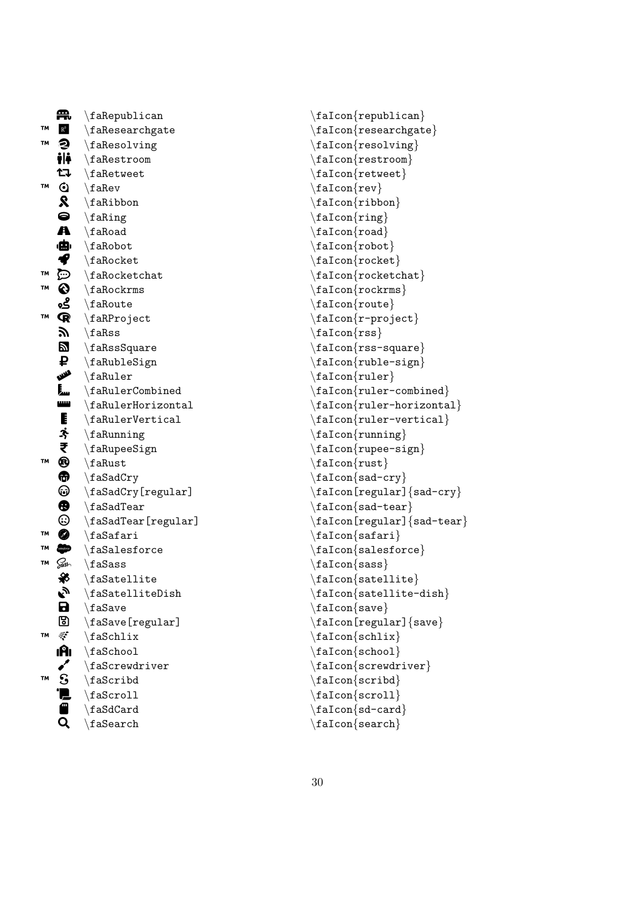| | | | |
|---|---|---|---|
| | | \faRepublican | \faIcon{republican} |
| ™ | | \faResearchgate | \faIcon{researchgate} |
| ™ | | \faResolving | \faIcon{resolving} |
| | | \faRestroom | \faIcon{restroom} |
| | | \faRetweet | \faIcon{retweet} |
| ™ | | \faRev | \faIcon{rev} |
| | | \faRibbon | \faIcon{ribbon} |
| | | \faRing | \faIcon{ring} |
| | | \faRoad | \faIcon{road} |
| | | \faRobot | \faIcon{robot} |
| | | \faRocket | \faIcon{rocket} |
| ™ | | \faRocketchat | \faIcon{rocketchat} |
| ™ | | \faRockrms | \faIcon{rockrms} |
| | | \faRoute | \faIcon{route} |
| ™ | | \faRProject | \faIcon{r-project} |
| | | \faRss | \faIcon{rss} |
| | | \faRssSquare | \faIcon{rss-square} |
| | | \faRubleSign | \faIcon{ruble-sign} |
| | | \faRuler | \faIcon{ruler} |
| | | \faRulerCombined | \faIcon{ruler-combined} |
| | | \faRulerHorizontal | \faIcon{ruler-horizontal} |
| | | \faRulerVertical | \faIcon{ruler-vertical} |
| | | \faRunning | \faIcon{running} |
| | | \faRupeeSign | \faIcon{rupee-sign} |
| ™ | | \faRust | \faIcon{rust} |
| | | \faSadCry | \faIcon{sad-cry} |
| | | \faSadCry[regular] | \faIcon[regular]{sad-cry} |
| | | \faSadTear | \faIcon{sad-tear} |
| | | \faSadTear[regular] | \faIcon[regular]{sad-tear} |
| ™ | | \faSafari | \faIcon{safari} |
| ™ | | \faSalesforce | \faIcon{salesforce} |
| ™ | | \faSass | \faIcon{sass} |
| | | \faSatellite | \faIcon{satellite} |
| | | \faSatelliteDish | \faIcon{satellite-dish} |
| | | \faSave | \faIcon{save} |
| | | \faSave[regular] | \faIcon[regular]{save} |
| ™ | | \faSchlix | \faIcon{schlix} |
| | | \faSchool | \faIcon{school} |
| | | \faScrewdriver | \faIcon{screwdriver} |
| ™ | | \faScribd | \faIcon{scribd} |
| | | \faScroll | \faIcon{scroll} |
| | | \faSdCard | \faIcon{sd-card} |
| | | \faSearch | \faIcon{search} |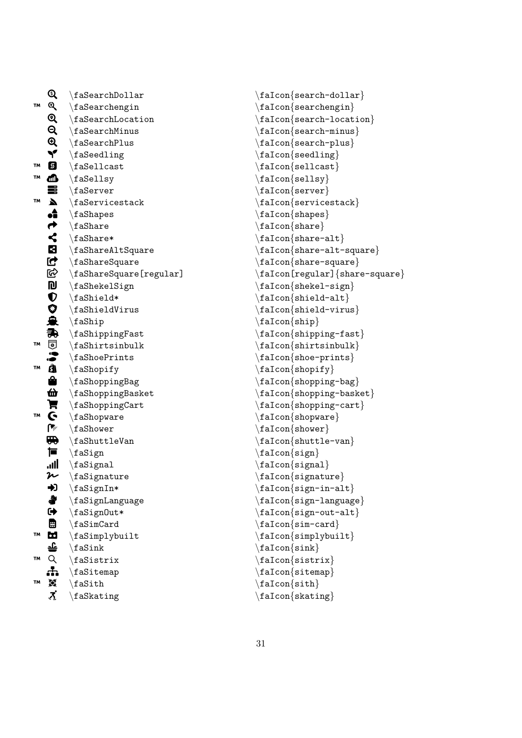| | | |
|---|---|---|
| | \faSearchDollar | \faIcon{search-dollar} |
| ™ | \faSearchengin | \faIcon{searchengin} |
| | \faSearchLocation | \faIcon{search-location} |
| | \faSearchMinus | \faIcon{search-minus} |
| | \faSearchPlus | \faIcon{search-plus} |
| | \faSeedling | \faIcon{seedling} |
| ™ | \faSellcast | \faIcon{sellcast} |
| ™ | \faSellsy | \faIcon{sellsy} |
| | \faServer | \faIcon{server} |
| ™ | \faServicestack | \faIcon{servicestack} |
| | \faShapes | \faIcon{shapes} |
| | \faShare | \faIcon{share} |
| | \faShare* | \faIcon{share-alt} |
| | \faShareAltSquare | \faIcon{share-alt-square} |
| | \faShareSquare | \faIcon{share-square} |
| | \faShareSquare[regular] | \faIcon[regular]{share-square} |
| | \faShekelSign | \faIcon{shekel-sign} |
| | \faShield* | \faIcon{shield-alt} |
| | \faShieldVirus | \faIcon{shield-virus} |
| | \faShip | \faIcon{ship} |
| | \faShippingFast | \faIcon{shipping-fast} |
| ™ | \faShirtsinbulk | \faIcon{shirtsinbulk} |
| | \faShoePrints | \faIcon{shoe-prints} |
| ™ | \faShopify | \faIcon{shopify} |
| | \faShoppingBag | \faIcon{shopping-bag} |
| | \faShoppingBasket | \faIcon{shopping-basket} |
| | \faShoppingCart | \faIcon{shopping-cart} |
| ™ | \faShopware | \faIcon{shopware} |
| | \faShower | \faIcon{shower} |
| | \faShuttleVan | \faIcon{shuttle-van} |
| | \faSign | \faIcon{sign} |
| | \faSignal | \faIcon{signal} |
| | \faSignature | \faIcon{signature} |
| | \faSignIn* | \faIcon{sign-in-alt} |
| | \faSignLanguage | \faIcon{sign-language} |
| | \faSignOut* | \faIcon{sign-out-alt} |
| | \faSimCard | \faIcon{sim-card} |
| ™ | \faSimplybuilt | \faIcon{simplybuilt} |
| | \faSink | \faIcon{sink} |
| ™ | \faSistrix | \faIcon{sistrix} |
| | \faSitemap | \faIcon{sitemap} |
| ™ | \faSith | \faIcon{sith} |
| | \faSkating | \faIcon{skating} |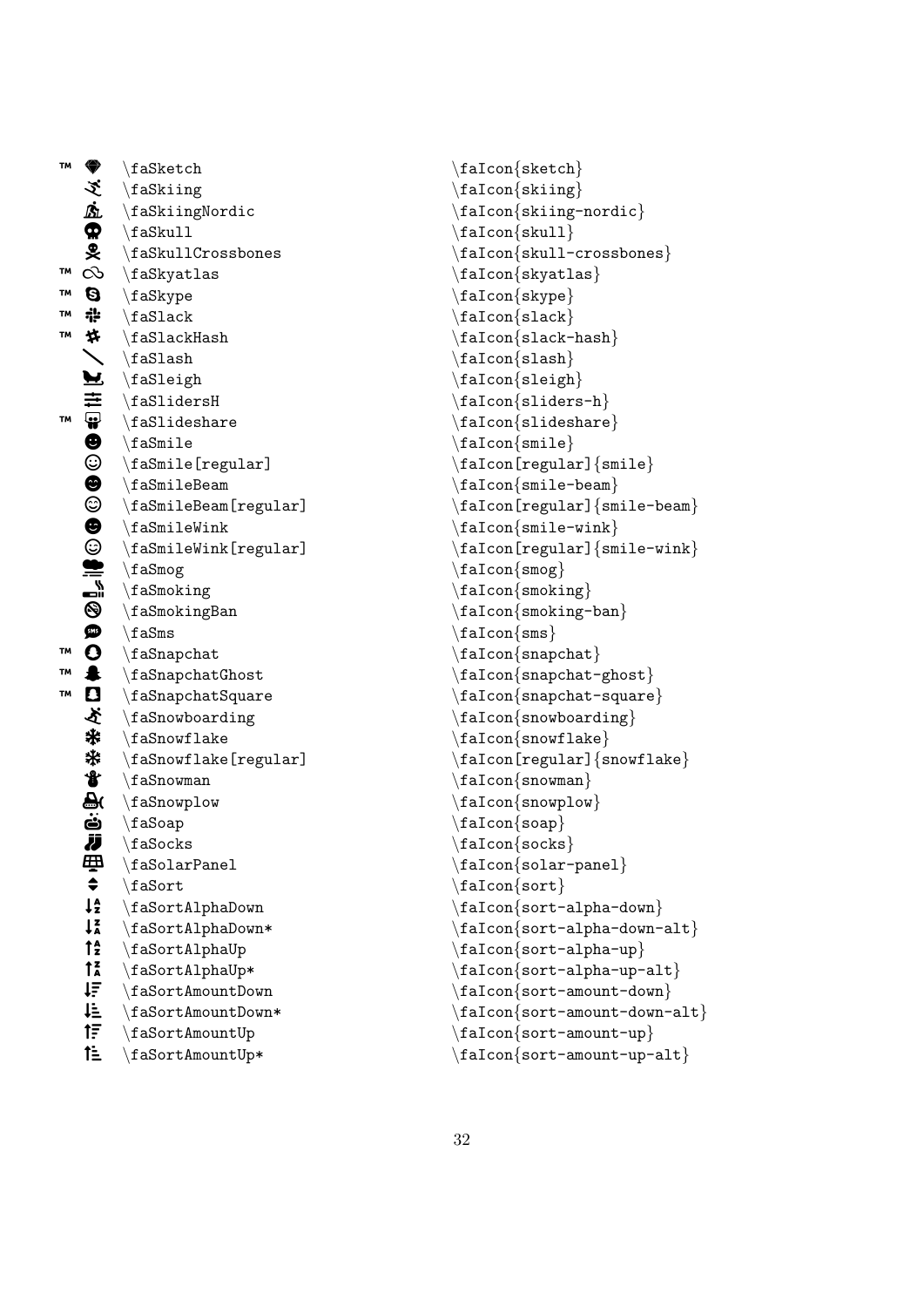| | | | |
|---|---|---|---|
| ™ | | \faSketch | \faIcon{sketch} |
| | | \faSkiing | \faIcon{skiing} |
| | | \faSkiingNordic | \faIcon{skiing-nordic} |
| | | \faSkull | \faIcon{skull} |
| | | \faSkullCrossbones | \faIcon{skull-crossbones} |
| ™ | | \faSkyatlas | \faIcon{skyatlas} |
| ™ | | \faSkype | \faIcon{skype} |
| ™ | | \faSlack | \faIcon{slack} |
| ™ | | \faSlackHash | \faIcon{slack-hash} |
| | | \faSlash | \faIcon{slash} |
| | | \faSleigh | \faIcon{sleigh} |
| | | \faSlidersH | \faIcon{sliders-h} |
| ™ | | \faSlideshare | \faIcon{slideshare} |
| | | \faSmile | \faIcon{smile} |
| | | \faSmile[regular] | \faIcon[regular]{smile} |
| | | \faSmileBeam | \faIcon{smile-beam} |
| | | \faSmileBeam[regular] | \faIcon[regular]{smile-beam} |
| | | \faSmileWink | \faIcon{smile-wink} |
| | | \faSmileWink[regular] | \faIcon[regular]{smile-wink} |
| | | \faSmog | \faIcon{smog} |
| | | \faSmoking | \faIcon{smoking} |
| | | \faSmokingBan | \faIcon{smoking-ban} |
| | | \faSms | \faIcon{sms} |
| ™ | | \faSnapchat | \faIcon{snapchat} |
| ™ | | \faSnapchatGhost | \faIcon{snapchat-ghost} |
| ™ | | \faSnapchatSquare | \faIcon{snapchat-square} |
| | | \faSnowboarding | \faIcon{snowboarding} |
| | | \faSnowflake | \faIcon{snowflake} |
| | | \faSnowflake[regular] | \faIcon[regular]{snowflake} |
| | | \faSnowman | \faIcon{snowman} |
| | | \faSnowplow | \faIcon{snowplow} |
| | | \faSoap | \faIcon{soap} |
| | | \faSocks | \faIcon{socks} |
| | | \faSolarPanel | \faIcon{solar-panel} |
| | | \faSort | \faIcon{sort} |
| | | \faSortAlphaDown | \faIcon{sort-alpha-down} |
| | | \faSortAlphaDown* | \faIcon{sort-alpha-down-alt} |
| | | \faSortAlphaUp | \faIcon{sort-alpha-up} |
| | | \faSortAlphaUp* | \faIcon{sort-alpha-up-alt} |
| | | \faSortAmountDown | \faIcon{sort-amount-down} |
| | | \faSortAmountDown* | \faIcon{sort-amount-down-alt} |
| | | \faSortAmountUp | \faIcon{sort-amount-up} |
| | | \faSortAmountUp* | \faIcon{sort-amount-up-alt} |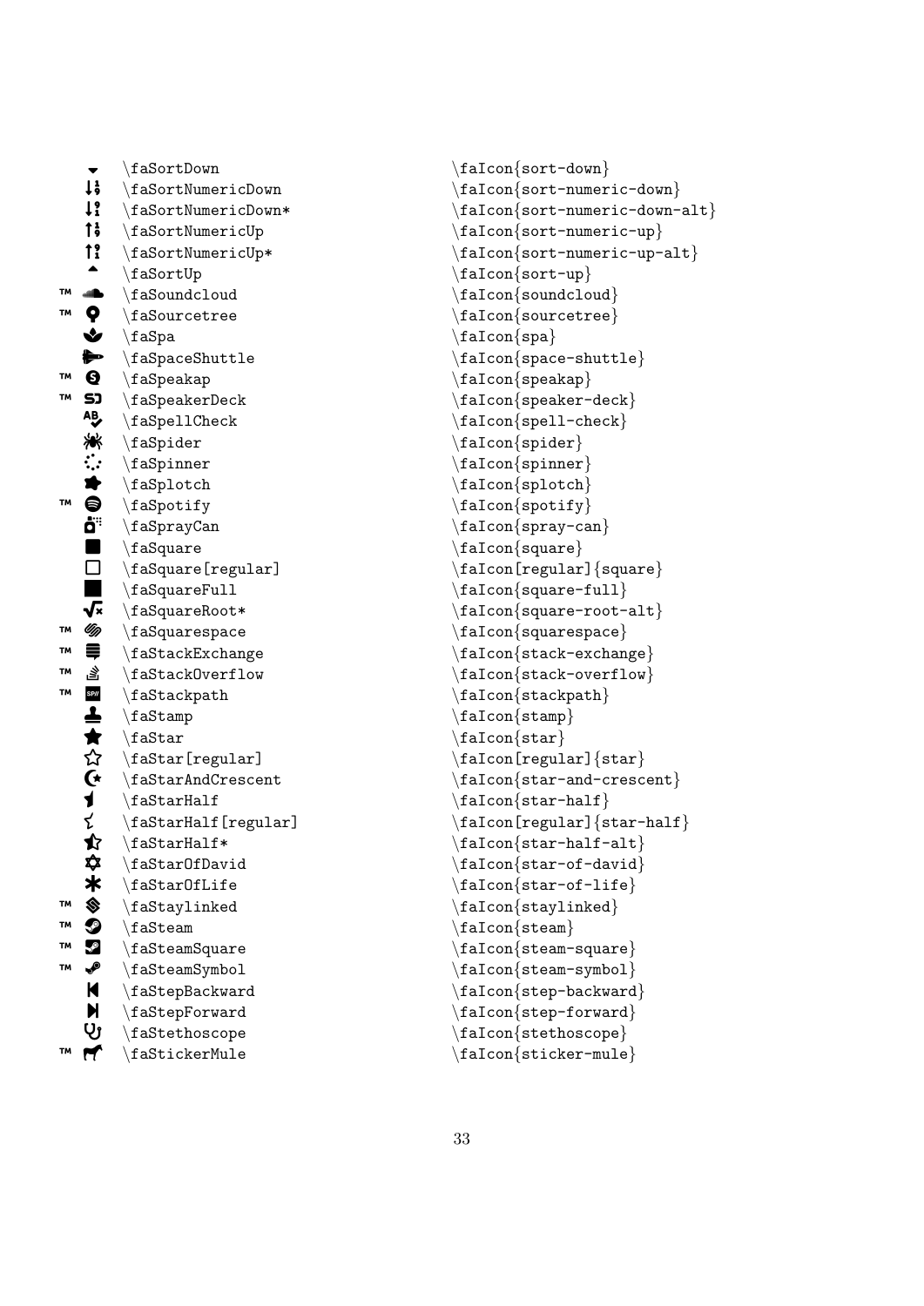| | | |
|---|---|---|
| | \faSortDown | \faIcon{sort-down} |
| | \faSortNumericDown | \faIcon{sort-numeric-down} |
| | \faSortNumericDown* | \faIcon{sort-numeric-down-alt} |
| | \faSortNumericUp | \faIcon{sort-numeric-up} |
| | \faSortNumericUp* | \faIcon{sort-numeric-up-alt} |
| | \faSortUp | \faIcon{sort-up} |
| ™ | \faSoundcloud | \faIcon{soundcloud} |
| ™ | \faSourcetree | \faIcon{sourcetree} |
| | \faSpa | \faIcon{spa} |
| | \faSpaceShuttle | \faIcon{space-shuttle} |
| ™ | \faSpeakap | \faIcon{speakap} |
| ™ | \faSpeakerDeck | \faIcon{speaker-deck} |
| | \faSpellCheck | \faIcon{spell-check} |
| | \faSpider | \faIcon{spider} |
| | \faSpinner | \faIcon{spinner} |
| | \faSplotch | \faIcon{splotch} |
| ™ | \faSpotify | \faIcon{spotify} |
| | \faSprayCan | \faIcon{spray-can} |
| | \faSquare | \faIcon{square} |
| | \faSquare[regular] | \faIcon[regular]{square} |
| | \faSquareFull | \faIcon{square-full} |
| | \faSquareRoot* | \faIcon{square-root-alt} |
| ™ | \faSquarespace | \faIcon{squarespace} |
| ™ | \faStackExchange | \faIcon{stack-exchange} |
| ™ | \faStackOverflow | \faIcon{stack-overflow} |
| ™ | \faStackpath | \faIcon{stackpath} |
| | \faStamp | \faIcon{stamp} |
| | \faStar | \faIcon{star} |
| | \faStar[regular] | \faIcon[regular]{star} |
| | \faStarAndCrescent | \faIcon{star-and-crescent} |
| | \faStarHalf | \faIcon{star-half} |
| | \faStarHalf[regular] | \faIcon[regular]{star-half} |
| | \faStarHalf* | \faIcon{star-half-alt} |
| | \faStarOfDavid | \faIcon{star-of-david} |
| | \faStarOfLife | \faIcon{star-of-life} |
| ™ | \faStaylinked | \faIcon{staylinked} |
| ™ | \faSteam | \faIcon{steam} |
| ™ | \faSteamSquare | \faIcon{steam-square} |
| ™ | \faSteamSymbol | \faIcon{steam-symbol} |
| | \faStepBackward | \faIcon{step-backward} |
| | \faStepForward | \faIcon{step-forward} |
| | \faStethoscope | \faIcon{stethoscope} |
| ™ | \faStickerMule | \faIcon{sticker-mule} |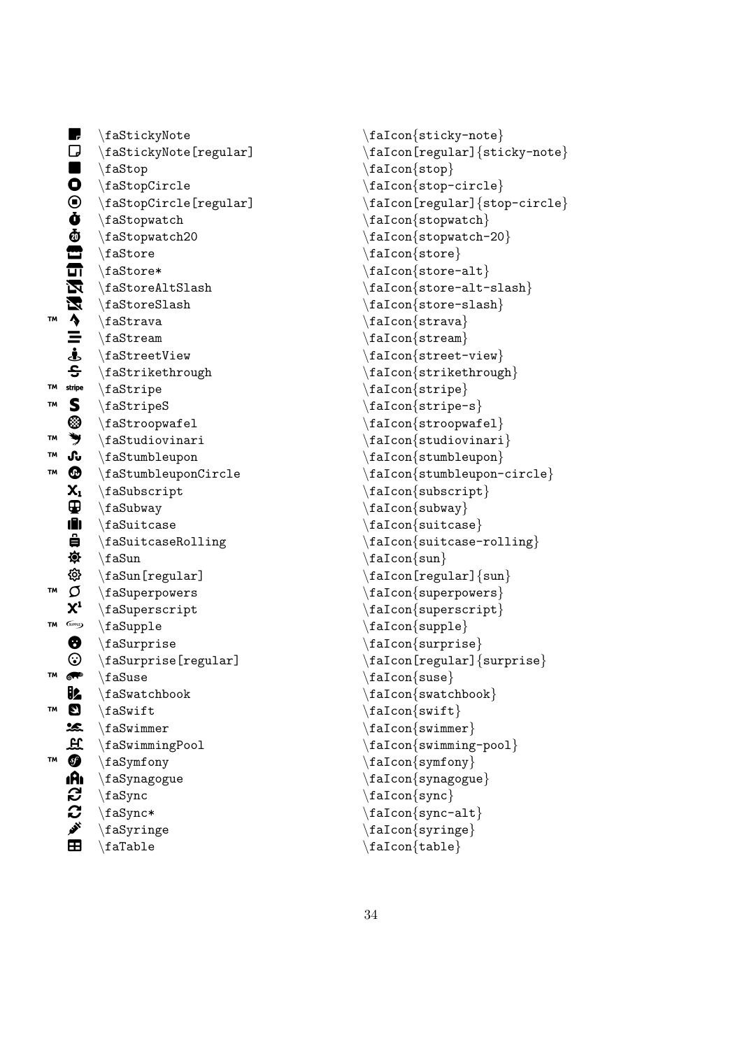| | | |
|---|---|---|
| | \faStickyNote | \faIcon{sticky-note} |
| | \faStickyNote[regular] | \faIcon[regular]{sticky-note} |
| | \faStop | \faIcon{stop} |
| | \faStopCircle | \faIcon{stop-circle} |
| | \faStopCircle[regular] | \faIcon[regular]{stop-circle} |
| | \faStopwatch | \faIcon{stopwatch} |
| | \faStopwatch20 | \faIcon{stopwatch-20} |
| | \faStore | \faIcon{store} |
| | \faStore* | \faIcon{store-alt} |
| | \faStoreAltSlash | \faIcon{store-alt-slash} |
| | \faStoreSlash | \faIcon{store-slash} |
| ™ | \faStrava | \faIcon{strava} |
| | \faStream | \faIcon{stream} |
| | \faStreetView | \faIcon{street-view} |
| | \faStrikethrough | \faIcon{strikethrough} |
| ™ | \faStripe | \faIcon{stripe} |
| ™ | \faStripeS | \faIcon{stripe-s} |
| | \faStroopwafel | \faIcon{stroopwafel} |
| ™ | \faStudiovinari | \faIcon{studiovinari} |
| ™ | \faStumbleupon | \faIcon{stumbleupon} |
| ™ | \faStumbleuponCircle | \faIcon{stumbleupon-circle} |
| | \faSubscript | \faIcon{subscript} |
| | \faSubway | \faIcon{subway} |
| | \faSuitcase | \faIcon{suitcase} |
| | \faSuitcaseRolling | \faIcon{suitcase-rolling} |
| | \faSun | \faIcon{sun} |
| | \faSun[regular] | \faIcon[regular]{sun} |
| ™ | \faSuperpowers | \faIcon{superpowers} |
| | \faSuperscript | \faIcon{superscript} |
| ™ | \faSupple | \faIcon{supple} |
| | \faSurprise | \faIcon{surprise} |
| | \faSurprise[regular] | \faIcon[regular]{surprise} |
| ™ | \faSuse | \faIcon{suse} |
| | \faSwatchbook | \faIcon{swatchbook} |
| ™ | \faSwift | \faIcon{swift} |
| | \faSwimmer | \faIcon{swimmer} |
| | \faSwimmingPool | \faIcon{swimming-pool} |
| ™ | \faSymfony | \faIcon{symfony} |
| | \faSynagogue | \faIcon{synagogue} |
| | \faSync | \faIcon{sync} |
| | \faSync* | \faIcon{sync-alt} |
| | \faSyringe | \faIcon{syringe} |
| | \faTable | \faIcon{table} |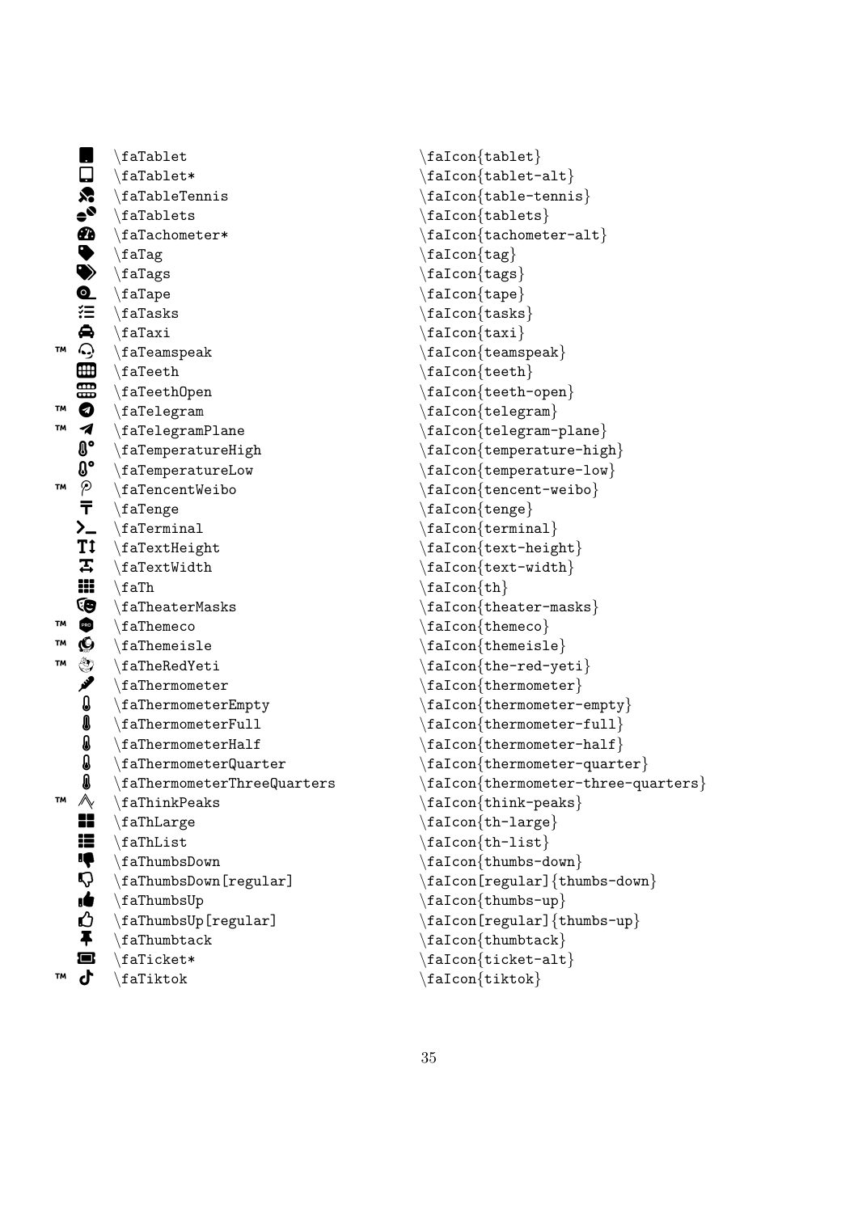| | | | |
|---|---|---|---|
| | | \faTablet | \faIcon{tablet} |
| | | \faTablet* | \faIcon{tablet-alt} |
| | | \faTableTennis | \faIcon{table-tennis} |
| | | \faTablets | \faIcon{tablets} |
| | | \faTachometer* | \faIcon{tachometer-alt} |
| | | \faTag | \faIcon{tag} |
| | | \faTags | \faIcon{tags} |
| | | \faTape | \faIcon{tape} |
| | | \faTasks | \faIcon{tasks} |
| | | \faTaxi | \faIcon{taxi} |
| ™ | | \faTeamspeak | \faIcon{teamspeak} |
| | | \faTeeth | \faIcon{teeth} |
| | | \faTeethOpen | \faIcon{teeth-open} |
| ™ | | \faTelegram | \faIcon{telegram} |
| ™ | | \faTelegramPlane | \faIcon{telegram-plane} |
| | | \faTemperatureHigh | \faIcon{temperature-high} |
| | | \faTemperatureLow | \faIcon{temperature-low} |
| ™ | | \faTencentWeibo | \faIcon{tencent-weibo} |
| | | \faTenge | \faIcon{tenge} |
| | | \faTerminal | \faIcon{terminal} |
| | | \faTextHeight | \faIcon{text-height} |
| | | \faTextWidth | \faIcon{text-width} |
| | | \faTh | \faIcon{th} |
| | | \faTheaterMasks | \faIcon{theater-masks} |
| ™ | | \faThemeco | \faIcon{themeco} |
| ™ | | \faThemeisle | \faIcon{themeisle} |
| ™ | | \faTheRedYeti | \faIcon{the-red-yeti} |
| | | \faThermometer | \faIcon{thermometer} |
| | | \faThermometerEmpty | \faIcon{thermometer-empty} |
| | | \faThermometerFull | \faIcon{thermometer-full} |
| | | \faThermometerHalf | \faIcon{thermometer-half} |
| | | \faThermometerQuarter | \faIcon{thermometer-quarter} |
| | | \faThermometerThreeQuarters | \faIcon{thermometer-three-quarters} |
| ™ | | \faThinkPeaks | \faIcon{think-peaks} |
| | | \faThLarge | \faIcon{th-large} |
| | | \faThList | \faIcon{th-list} |
| | | \faThumbsDown | \faIcon{thumbs-down} |
| | | \faThumbsDown[regular] | \faIcon[regular]{thumbs-down} |
| | | \faThumbsUp | \faIcon{thumbs-up} |
| | | \faThumbsUp[regular] | \faIcon[regular]{thumbs-up} |
| | | \faThumbtack | \faIcon{thumbtack} |
| | | \faTicket* | \faIcon{ticket-alt} |
| ™ | | \faTiktok | \faIcon{tiktok} |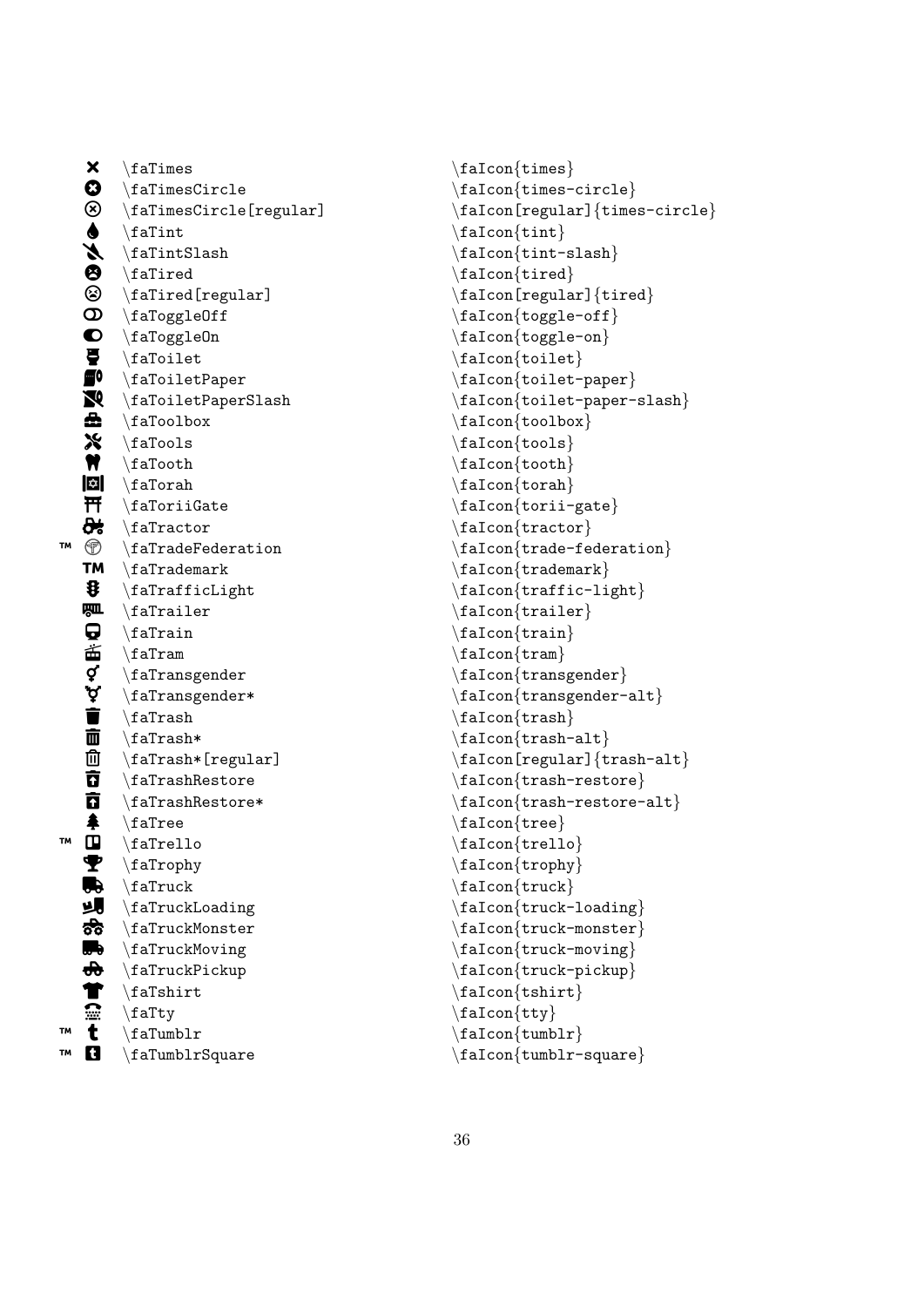| | | |
|---|---|---|
| | \faTimes | \faIcon{times} |
| | \faTimesCircle | \faIcon{times-circle} |
| | \faTimesCircle[regular] | \faIcon[regular]{times-circle} |
| | \faTint | \faIcon{tint} |
| | \faTintSlash | \faIcon{tint-slash} |
| | \faTired | \faIcon{tired} |
| | \faTired[regular] | \faIcon[regular]{tired} |
| | \faToggleOff | \faIcon{toggle-off} |
| | \faToggleOn | \faIcon{toggle-on} |
| | \faToilet | \faIcon{toilet} |
| | \faToiletPaper | \faIcon{toilet-paper} |
| | \faToiletPaperSlash | \faIcon{toilet-paper-slash} |
| | \faToolbox | \faIcon{toolbox} |
| | \faTools | \faIcon{tools} |
| | \faTooth | \faIcon{tooth} |
| | \faTorah | \faIcon{torah} |
| | \faToriiGate | \faIcon{torii-gate} |
| | \faTractor | \faIcon{tractor} |
| ™ | \faTradeFederation | \faIcon{trade-federation} |
| | \faTrademark | \faIcon{trademark} |
| | \faTrafficLight | \faIcon{traffic-light} |
| | \faTrailer | \faIcon{trailer} |
| | \faTrain | \faIcon{train} |
| | \faTram | \faIcon{tram} |
| | \faTransgender | \faIcon{transgender} |
| | \faTransgender* | \faIcon{transgender-alt} |
| | \faTrash | \faIcon{trash} |
| | \faTrash* | \faIcon{trash-alt} |
| | \faTrash*[regular] | \faIcon[regular]{trash-alt} |
| | \faTrashRestore | \faIcon{trash-restore} |
| | \faTrashRestore* | \faIcon{trash-restore-alt} |
| | \faTree | \faIcon{tree} |
| ™ | \faTrello | \faIcon{trello} |
| | \faTrophy | \faIcon{trophy} |
| | \faTruck | \faIcon{truck} |
| | \faTruckLoading | \faIcon{truck-loading} |
| | \faTruckMonster | \faIcon{truck-monster} |
| | \faTruckMoving | \faIcon{truck-moving} |
| | \faTruckPickup | \faIcon{truck-pickup} |
| | \faTshirt | \faIcon{tshirt} |
| | \faTty | \faIcon{tty} |
| ™ | \faTumblr | \faIcon{tumblr} |
| ™ | \faTumblrSquare | \faIcon{tumblr-square} |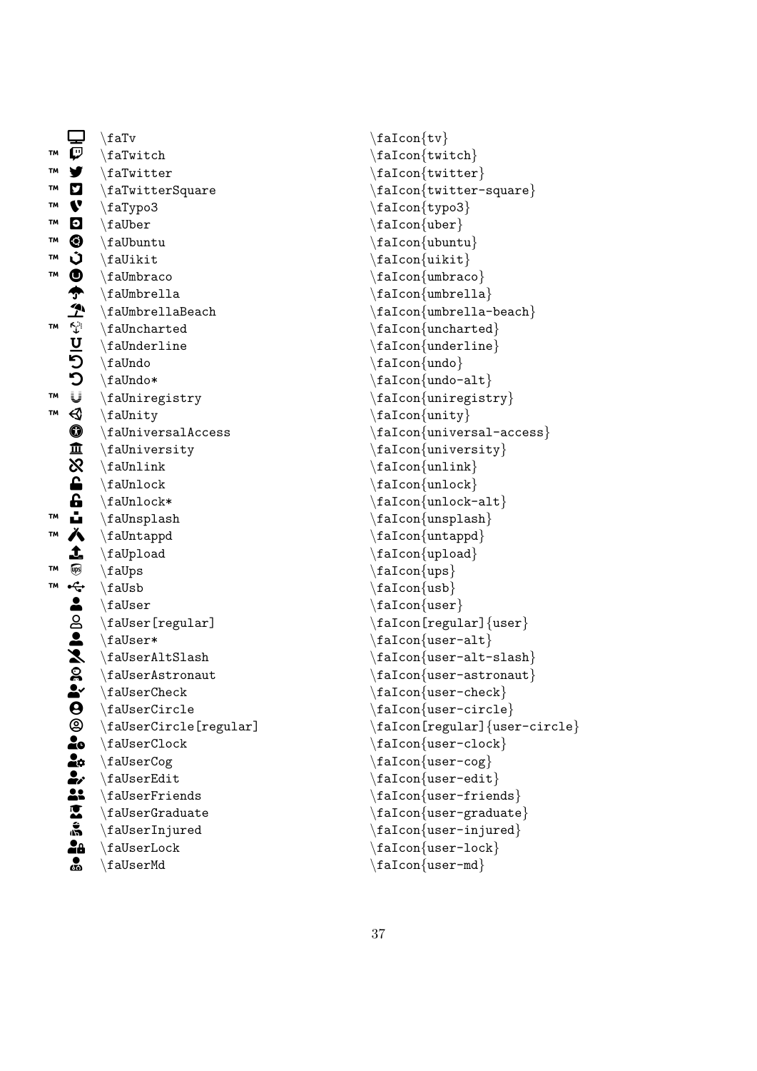| | | |
|---|---|---|
| | \faTv | \faIcon{tv} |
| ™ | \faTwitch | \faIcon{twitch} |
| ™ | \faTwitter | \faIcon{twitter} |
| ™ | \faTwitterSquare | \faIcon{twitter-square} |
| ™ | \faTypo3 | \faIcon{typo3} |
| ™ | \faUber | \faIcon{uber} |
| ™ | \faUbuntu | \faIcon{ubuntu} |
| ™ | \faUikit | \faIcon{uikit} |
| ™ | \faUmbraco | \faIcon{umbraco} |
| | \faUmbrella | \faIcon{umbrella} |
| | \faUmbrellaBeach | \faIcon{umbrella-beach} |
| ™ | \faUncharted | \faIcon{uncharted} |
| | \faUnderline | \faIcon{underline} |
| | \faUndo | \faIcon{undo} |
| | \faUndo* | \faIcon{undo-alt} |
| ™ | \faUniregistry | \faIcon{uniregistry} |
| ™ | \faUnity | \faIcon{unity} |
| | \faUniversalAccess | \faIcon{universal-access} |
| | \faUniversity | \faIcon{university} |
| | \faUnlink | \faIcon{unlink} |
| | \faUnlock | \faIcon{unlock} |
| | \faUnlock* | \faIcon{unlock-alt} |
| ™ | \faUnsplash | \faIcon{unsplash} |
| ™ | \faUntappd | \faIcon{untappd} |
| | \faUpload | \faIcon{upload} |
| ™ | \faUps | \faIcon{ups} |
| ™ | \faUsb | \faIcon{usb} |
| | \faUser | \faIcon{user} |
| | \faUser[regular] | \faIcon[regular]{user} |
| | \faUser* | \faIcon{user-alt} |
| | \faUserAltSlash | \faIcon{user-alt-slash} |
| | \faUserAstronaut | \faIcon{user-astronaut} |
| | \faUserCheck | \faIcon{user-check} |
| | \faUserCircle | \faIcon{user-circle} |
| | \faUserCircle[regular] | \faIcon[regular]{user-circle} |
| | \faUserClock | \faIcon{user-clock} |
| | \faUserCog | \faIcon{user-cog} |
| | \faUserEdit | \faIcon{user-edit} |
| | \faUserFriends | \faIcon{user-friends} |
| | \faUserGraduate | \faIcon{user-graduate} |
| | \faUserInjured | \faIcon{user-injured} |
| | \faUserLock | \faIcon{user-lock} |
| | \faUserMd | \faIcon{user-md} |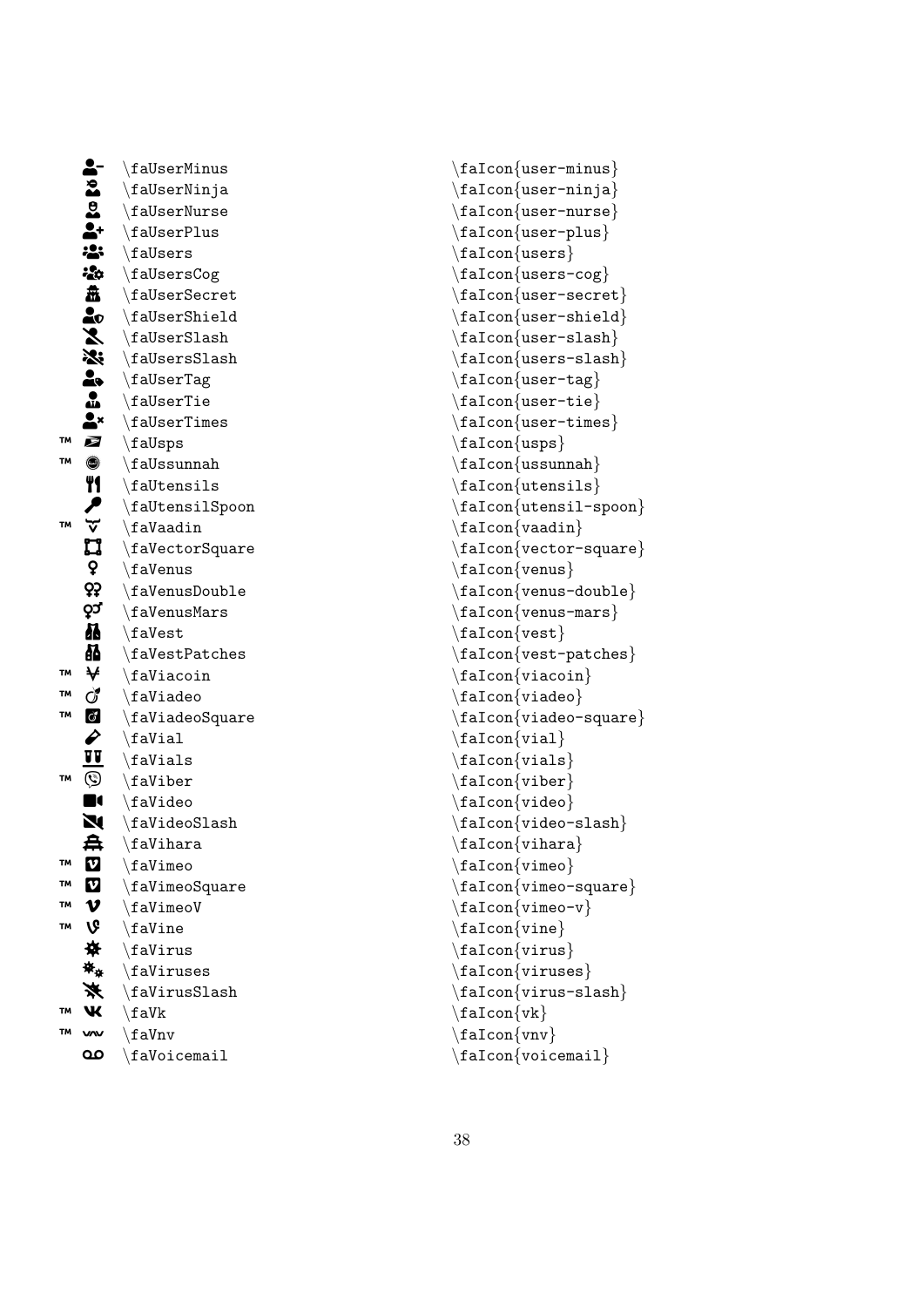| | | | |
|---|---|---|---|
| | | \faUserMinus | \faIcon{user-minus} |
| | | \faUserNinja | \faIcon{user-ninja} |
| | | \faUserNurse | \faIcon{user-nurse} |
| | | \faUserPlus | \faIcon{user-plus} |
| | | \faUsers | \faIcon{users} |
| | | \faUsersCog | \faIcon{users-cog} |
| | | \faUserSecret | \faIcon{user-secret} |
| | | \faUserShield | \faIcon{user-shield} |
| | | \faUserSlash | \faIcon{user-slash} |
| | | \faUsersSlash | \faIcon{users-slash} |
| | | \faUserTag | \faIcon{user-tag} |
| | | \faUserTie | \faIcon{user-tie} |
| | | \faUserTimes | \faIcon{user-times} |
| ™ | | \faUsps | \faIcon{usps} |
| ™ | | \faUssunnah | \faIcon{ussunnah} |
| | | \faUtensils | \faIcon{utensils} |
| | | \faUtensilSpoon | \faIcon{utensil-spoon} |
| ™ | | \faVaadin | \faIcon{vaadin} |
| | | \faVectorSquare | \faIcon{vector-square} |
| | | \faVenus | \faIcon{venus} |
| | | \faVenusDouble | \faIcon{venus-double} |
| | | \faVenusMars | \faIcon{venus-mars} |
| | | \faVest | \faIcon{vest} |
| | | \faVestPatches | \faIcon{vest-patches} |
| ™ | | \faViacoin | \faIcon{viacoin} |
| ™ | | \faViadeo | \faIcon{viadeo} |
| ™ | | \faViadeoSquare | \faIcon{viadeo-square} |
| | | \faVial | \faIcon{vial} |
| | | \faVials | \faIcon{vials} |
| ™ | | \faViber | \faIcon{viber} |
| | | \faVideo | \faIcon{video} |
| | | \faVideoSlash | \faIcon{video-slash} |
| | | \faVihara | \faIcon{vihara} |
| ™ | | \faVimeo | \faIcon{vimeo} |
| ™ | | \faVimeoSquare | \faIcon{vimeo-square} |
| ™ | | \faVimeoV | \faIcon{vimeo-v} |
| ™ | | \faVine | \faIcon{vine} |
| | | \faVirus | \faIcon{virus} |
| | | \faViruses | \faIcon{viruses} |
| | | \faVirusSlash | \faIcon{virus-slash} |
| ™ | | \faVk | \faIcon{vk} |
| ™ | | \faVnv | \faIcon{vnv} |
| | | \faVoicemail | \faIcon{voicemail} |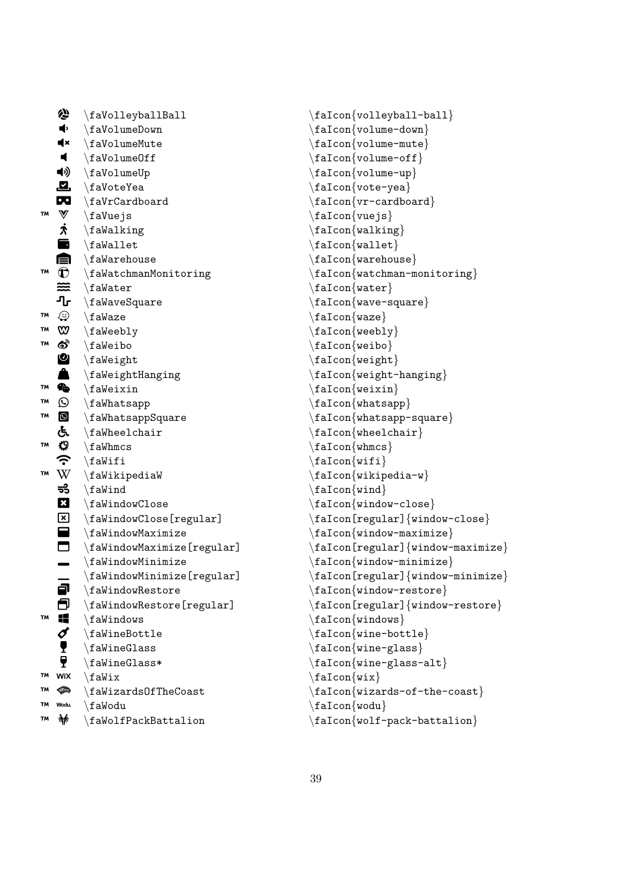| | | | |
|---|---|---|---|
| | | \faVolleyballBall | \faIcon{volleyball-ball} |
| | | \faVolumeDown | \faIcon{volume-down} |
| | | \faVolumeMute | \faIcon{volume-mute} |
| | | \faVolumeOff | \faIcon{volume-off} |
| | | \faVolumeUp | \faIcon{volume-up} |
| | | \faVoteYea | \faIcon{vote-yea} |
| | | \faVrCardboard | \faIcon{vr-cardboard} |
| ™ | | \faVuejs | \faIcon{vuejs} |
| | | \faWalking | \faIcon{walking} |
| | | \faWallet | \faIcon{wallet} |
| | | \faWarehouse | \faIcon{warehouse} |
| ™ | | \faWatchmanMonitoring | \faIcon{watchman-monitoring} |
| | | \faWater | \faIcon{water} |
| | | \faWaveSquare | \faIcon{wave-square} |
| ™ | | \faWaze | \faIcon{waze} |
| ™ | | \faWeebly | \faIcon{weebly} |
| ™ | | \faWeibo | \faIcon{weibo} |
| | | \faWeight | \faIcon{weight} |
| | | \faWeightHanging | \faIcon{weight-hanging} |
| ™ | | \faWeixin | \faIcon{weixin} |
| ™ | | \faWhatsapp | \faIcon{whatsapp} |
| ™ | | \faWhatsappSquare | \faIcon{whatsapp-square} |
| | | \faWheelchair | \faIcon{wheelchair} |
| ™ | | \faWhmcs | \faIcon{whmcs} |
| | | \faWifi | \faIcon{wifi} |
| ™ | | \faWikipediaW | \faIcon{wikipedia-w} |
| | | \faWind | \faIcon{wind} |
| | | \faWindowClose | \faIcon{window-close} |
| | | \faWindowClose[regular] | \faIcon[regular]{window-close} |
| | | \faWindowMaximize | \faIcon{window-maximize} |
| | | \faWindowMaximize[regular] | \faIcon[regular]{window-maximize} |
| | | \faWindowMinimize | \faIcon{window-minimize} |
| | | \faWindowMinimize[regular] | \faIcon[regular]{window-minimize} |
| | | \faWindowRestore | \faIcon{window-restore} |
| | | \faWindowRestore[regular] | \faIcon[regular]{window-restore} |
| ™ | | \faWindows | \faIcon{windows} |
| | | \faWineBottle | \faIcon{wine-bottle} |
| | | \faWineGlass | \faIcon{wine-glass} |
| | | \faWineGlass* | \faIcon{wine-glass-alt} |
| ™ | | \faWix | \faIcon{wix} |
| ™ | | \faWizardsOfTheCoast | \faIcon{wizards-of-the-coast} |
| ™ | | \faWodu | \faIcon{wodu} |
| ™ | | \faWolfPackBattalion | \faIcon{wolf-pack-battalion} |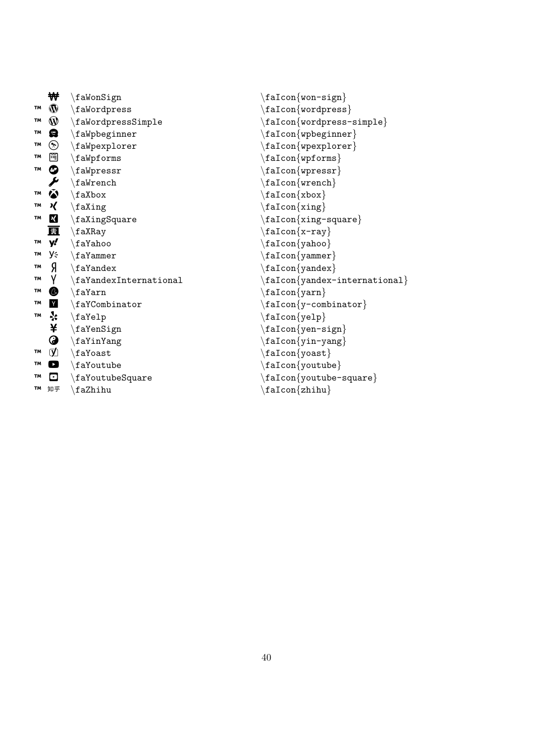| | | | |
|---|---|---|---|
| | | \faWonSign | \faIcon{won-sign} |
| ™ | | \faWordpress | \faIcon{wordpress} |
| ™ | | \faWordpressSimple | \faIcon{wordpress-simple} |
| ™ | | \faWpbeginner | \faIcon{wpbeginner} |
| ™ | | \faWpexplorer | \faIcon{wpexplorer} |
| ™ | | \faWpforms | \faIcon{wpforms} |
| ™ | | \faWpressr | \faIcon{wpressr} |
| | | \faWrench | \faIcon{wrench} |
| ™ | | \faXbox | \faIcon{xbox} |
| ™ | | \faXing | \faIcon{xing} |
| ™ | | \faXingSquare | \faIcon{xing-square} |
| | | \faXRay | \faIcon{x-ray} |
| ™ | | \faYahoo | \faIcon{yahoo} |
| ™ | | \faYammer | \faIcon{yammer} |
| ™ | | \faYandex | \faIcon{yandex} |
| ™ | | \faYandexInternational | \faIcon{yandex-international} |
| ™ | | \faYarn | \faIcon{yarn} |
| ™ | | \faYCombinator | \faIcon{y-combinator} |
| ™ | | \faYelp | \faIcon{yelp} |
| | | \faYenSign | \faIcon{yen-sign} |
| | | \faYinYang | \faIcon{yin-yang} |
| ™ | | \faYoast | \faIcon{yoast} |
| ™ | | \faYoutube | \faIcon{youtube} |
| ™ | | \faYoutubeSquare | \faIcon{youtube-square} |
| ™ | 知乎 | \faZhihu | \faIcon{zhihu} |